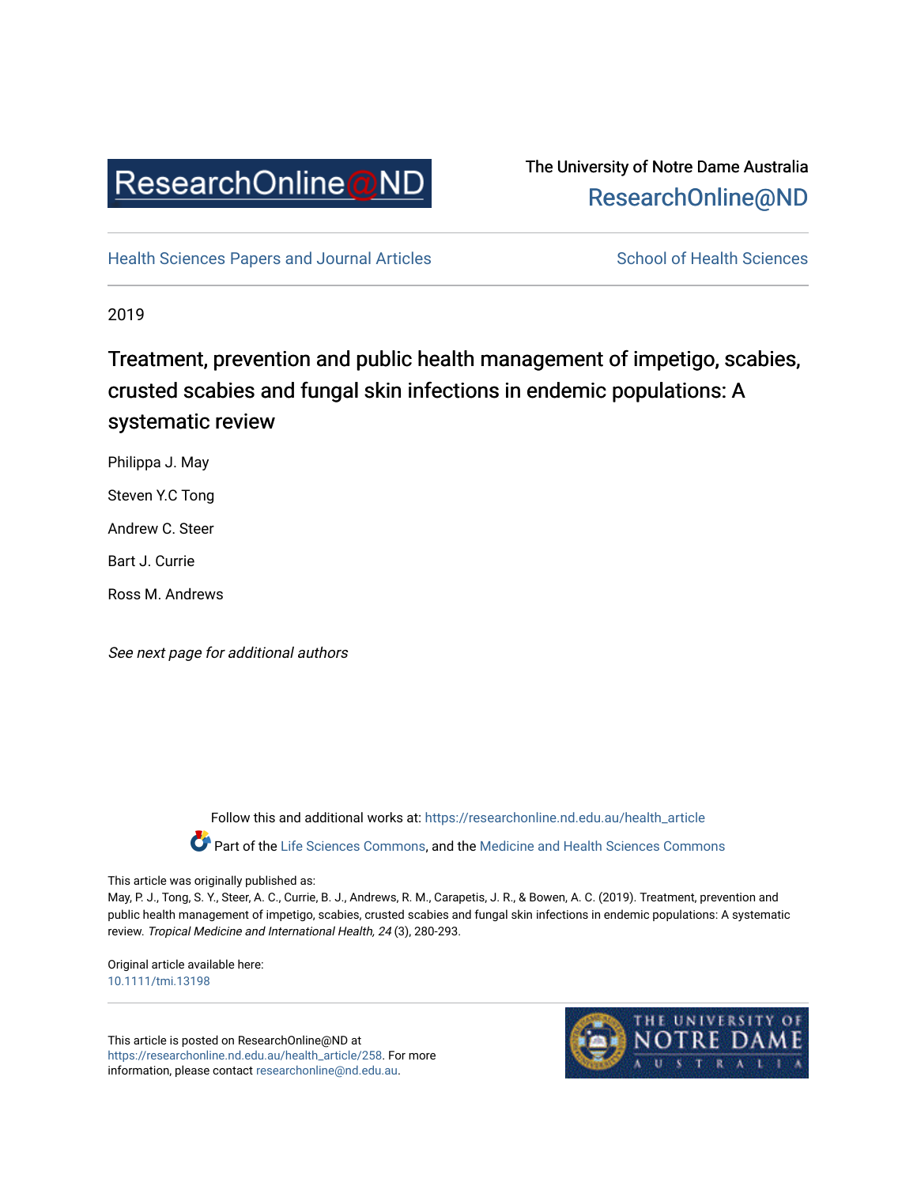ResearchOnline@ND

The University of Notre Dame Australia
ResearchOnline@ND

Health Sciences Papers and Journal Articles | School of Health Sciences

2019

# Treatment, prevention and public health management of impetigo, scabies, crusted scabies and fungal skin infections in endemic populations: A systematic review

Philippa J. May

Steven Y.C Tong

Andrew C. Steer

Bart J. Currie

Ross M. Andrews

*See next page for additional authors*

Follow this and additional works at: https://researchonline.nd.edu.au/health_article

Part of the Life Sciences Commons, and the Medicine and Health Sciences Commons

This article was originally published as:
May, P. J., Tong, S. Y., Steer, A. C., Currie, B. J., Andrews, R. M., Carapetis, J. R., & Bowen, A. C. (2019). Treatment, prevention and public health management of impetigo, scabies, crusted scabies and fungal skin infections in endemic populations: A systematic review. *Tropical Medicine and International Health, 24* (3), 280-293.

Original article available here:
10.1111/tmi.13198

This article is posted on ResearchOnline@ND at https://researchonline.nd.edu.au/health_article/258. For more information, please contact researchonline@nd.edu.au.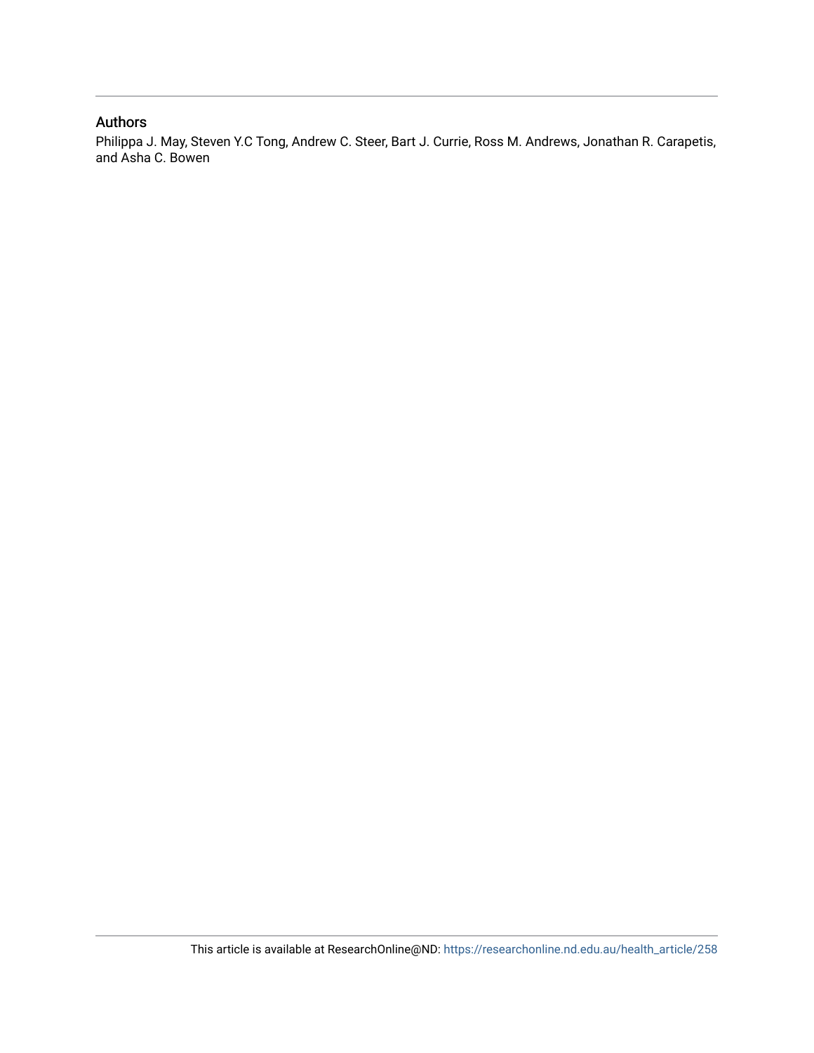## Authors

Philippa J. May, Steven Y.C Tong, Andrew C. Steer, Bart J. Currie, Ross M. Andrews, Jonathan R. Carapetis, and Asha C. Bowen

This article is available at ResearchOnline@ND: https://researchonline.nd.edu.au/health_article/258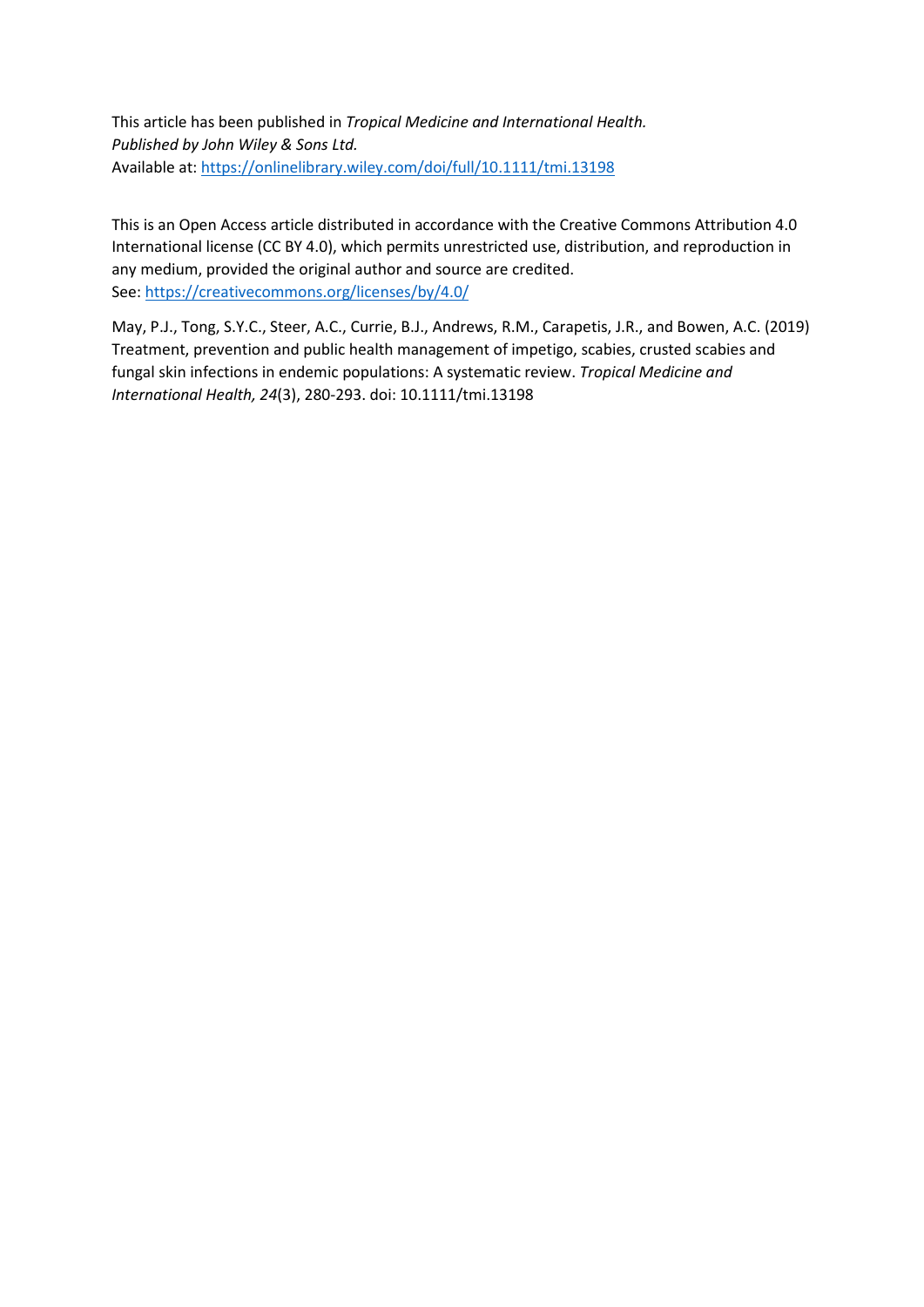This article has been published in *Tropical Medicine and International Health.*
*Published by John Wiley & Sons Ltd.*
Available at: https://onlinelibrary.wiley.com/doi/full/10.1111/tmi.13198

This is an Open Access article distributed in accordance with the Creative Commons Attribution 4.0 International license (CC BY 4.0), which permits unrestricted use, distribution, and reproduction in any medium, provided the original author and source are credited.
See: https://creativecommons.org/licenses/by/4.0/

May, P.J., Tong, S.Y.C., Steer, A.C., Currie, B.J., Andrews, R.M., Carapetis, J.R., and Bowen, A.C. (2019) Treatment, prevention and public health management of impetigo, scabies, crusted scabies and fungal skin infections in endemic populations: A systematic review. *Tropical Medicine and International Health, 24*(3), 280-293. doi: 10.1111/tmi.13198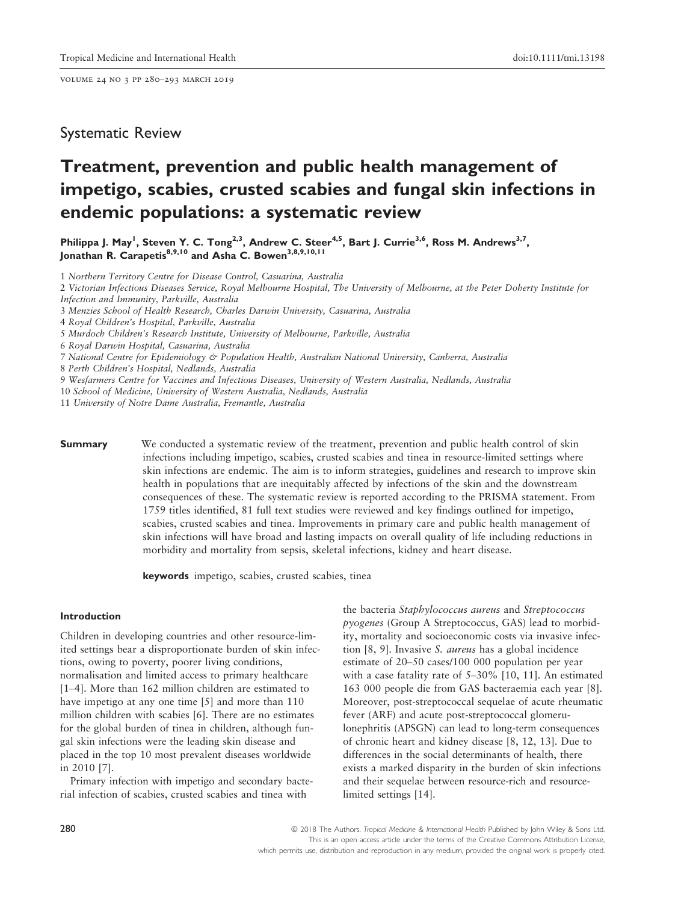Systematic Review

# Treatment, prevention and public health management of impetigo, scabies, crusted scabies and fungal skin infections in endemic populations: a systematic review

**Philippa J. May[1], Steven Y. C. Tong[2,3], Andrew C. Steer[4,5], Bart J. Currie[3,6], Ross M. Andrews[3,7], Jonathan R. Carapetis[8,9,10] and Asha C. Bowen[3,8,9,10,11]**

1 *Northern Territory Centre for Disease Control, Casuarina, Australia*
2 *Victorian Infectious Diseases Service, Royal Melbourne Hospital, The University of Melbourne, at the Peter Doherty Institute for Infection and Immunity, Parkville, Australia*
3 *Menzies School of Health Research, Charles Darwin University, Casuarina, Australia*
4 *Royal Children's Hospital, Parkville, Australia*
5 *Murdoch Children's Research Institute, University of Melbourne, Parkville, Australia*
6 *Royal Darwin Hospital, Casuarina, Australia*
7 *National Centre for Epidemiology & Population Health, Australian National University, Canberra, Australia*
8 *Perth Children's Hospital, Nedlands, Australia*
9 *Wesfarmers Centre for Vaccines and Infectious Diseases, University of Western Australia, Nedlands, Australia*
10 *School of Medicine, University of Western Australia, Nedlands, Australia*
11 *University of Notre Dame Australia, Fremantle, Australia*

**Summary** We conducted a systematic review of the treatment, prevention and public health control of skin infections including impetigo, scabies, crusted scabies and tinea in resource-limited settings where skin infections are endemic. The aim is to inform strategies, guidelines and research to improve skin health in populations that are inequitably affected by infections of the skin and the downstream consequences of these. The systematic review is reported according to the PRISMA statement. From 1759 titles identified, 81 full text studies were reviewed and key findings outlined for impetigo, scabies, crusted scabies and tinea. Improvements in primary care and public health management of skin infections will have broad and lasting impacts on overall quality of life including reductions in morbidity and mortality from sepsis, skeletal infections, kidney and heart disease.

**keywords** impetigo, scabies, crusted scabies, tinea

#### Introduction

Children in developing countries and other resource-limited settings bear a disproportionate burden of skin infections, owing to poverty, poorer living conditions, normalisation and limited access to primary healthcare [1–4]. More than 162 million children are estimated to have impetigo at any one time [5] and more than 110 million children with scabies [6]. There are no estimates for the global burden of tinea in children, although fungal skin infections were the leading skin disease and placed in the top 10 most prevalent diseases worldwide in 2010 [7].

Primary infection with impetigo and secondary bacterial infection of scabies, crusted scabies and tinea with the bacteria *Staphylococcus aureus* and *Streptococcus pyogenes* (Group A Streptococcus, GAS) lead to morbidity, mortality and socioeconomic costs via invasive infection [8, 9]. Invasive *S. aureus* has a global incidence estimate of 20–50 cases/100 000 population per year with a case fatality rate of 5–30% [10, 11]. An estimated 163 000 people die from GAS bacteraemia each year [8]. Moreover, post-streptococcal sequelae of acute rheumatic fever (ARF) and acute post-streptococcal glomerulonephritis (APSGN) can lead to long-term consequences of chronic heart and kidney disease [8, 12, 13]. Due to differences in the social determinants of health, there exists a marked disparity in the burden of skin infections and their sequelae between resource-rich and resource-limited settings [14].

© 2018 The Authors. *Tropical Medicine & International Health* Published by John Wiley & Sons Ltd.
This is an open access article under the terms of the Creative Commons Attribution License, which permits use, distribution and reproduction in any medium, provided the original work is properly cited.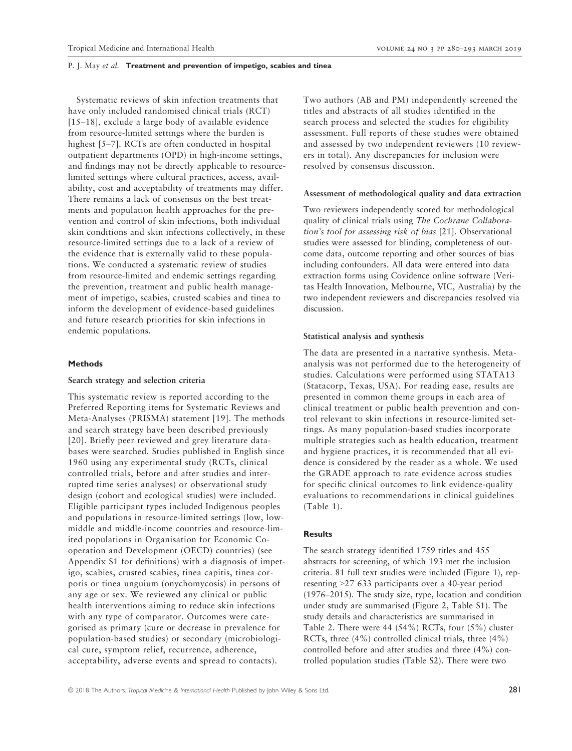Systematic reviews of skin infection treatments that have only included randomised clinical trials (RCT) [15–18], exclude a large body of available evidence from resource-limited settings where the burden is highest [5–7]. RCTs are often conducted in hospital outpatient departments (OPD) in high-income settings, and findings may not be directly applicable to resource-limited settings where cultural practices, access, availability, cost and acceptability of treatments may differ. There remains a lack of consensus on the best treatments and population health approaches for the prevention and control of skin infections, both individual skin conditions and skin infections collectively, in these resource-limited settings due to a lack of a review of the evidence that is externally valid to these populations. We conducted a systematic review of studies from resource-limited and endemic settings regarding the prevention, treatment and public health management of impetigo, scabies, crusted scabies and tinea to inform the development of evidence-based guidelines and future research priorities for skin infections in endemic populations.

## Methods

### Search strategy and selection criteria

This systematic review is reported according to the Preferred Reporting items for Systematic Reviews and Meta-Analyses (PRISMA) statement [19]. The methods and search strategy have been described previously [20]. Briefly peer reviewed and grey literature databases were searched. Studies published in English since 1960 using any experimental study (RCTs, clinical controlled trials, before and after studies and interrupted time series analyses) or observational study design (cohort and ecological studies) were included. Eligible participant types included Indigenous peoples and populations in resource-limited settings (low, low-middle and middle-income countries and resource-limited populations in Organisation for Economic Co-operation and Development (OECD) countries) (see Appendix S1 for definitions) with a diagnosis of impetigo, scabies, crusted scabies, tinea capitis, tinea corporis or tinea unguium (onychomycosis) in persons of any age or sex. We reviewed any clinical or public health interventions aiming to reduce skin infections with any type of comparator. Outcomes were categorised as primary (cure or decrease in prevalence for population-based studies) or secondary (microbiological cure, symptom relief, recurrence, adherence, acceptability, adverse events and spread to contacts).

Two authors (AB and PM) independently screened the titles and abstracts of all studies identified in the search process and selected the studies for eligibility assessment. Full reports of these studies were obtained and assessed by two independent reviewers (10 reviewers in total). Any discrepancies for inclusion were resolved by consensus discussion.

### Assessment of methodological quality and data extraction

Two reviewers independently scored for methodological quality of clinical trials using *The Cochrane Collaboration's tool for assessing risk of bias* [21]. Observational studies were assessed for blinding, completeness of outcome data, outcome reporting and other sources of bias including confounders. All data were entered into data extraction forms using Covidence online software (Veritas Health Innovation, Melbourne, VIC, Australia) by the two independent reviewers and discrepancies resolved via discussion.

### Statistical analysis and synthesis

The data are presented in a narrative synthesis. Meta-analysis was not performed due to the heterogeneity of studies. Calculations were performed using STATA13 (Statacorp, Texas, USA). For reading ease, results are presented in common theme groups in each area of clinical treatment or public health prevention and control relevant to skin infections in resource-limited settings. As many population-based studies incorporate multiple strategies such as health education, treatment and hygiene practices, it is recommended that all evidence is considered by the reader as a whole. We used the GRADE approach to rate evidence across studies for specific clinical outcomes to link evidence-quality evaluations to recommendations in clinical guidelines (Table 1).

## Results

The search strategy identified 1759 titles and 455 abstracts for screening, of which 193 met the inclusion criteria. 81 full text studies were included (Figure 1), representing >27 633 participants over a 40-year period (1976–2015). The study size, type, location and condition under study are summarised (Figure 2, Table S1). The study details and characteristics are summarised in Table 2. There were 44 (54%) RCTs, four (5%) cluster RCTs, three (4%) controlled clinical trials, three (4%) controlled before and after studies and three (4%) controlled population studies (Table S2). There were two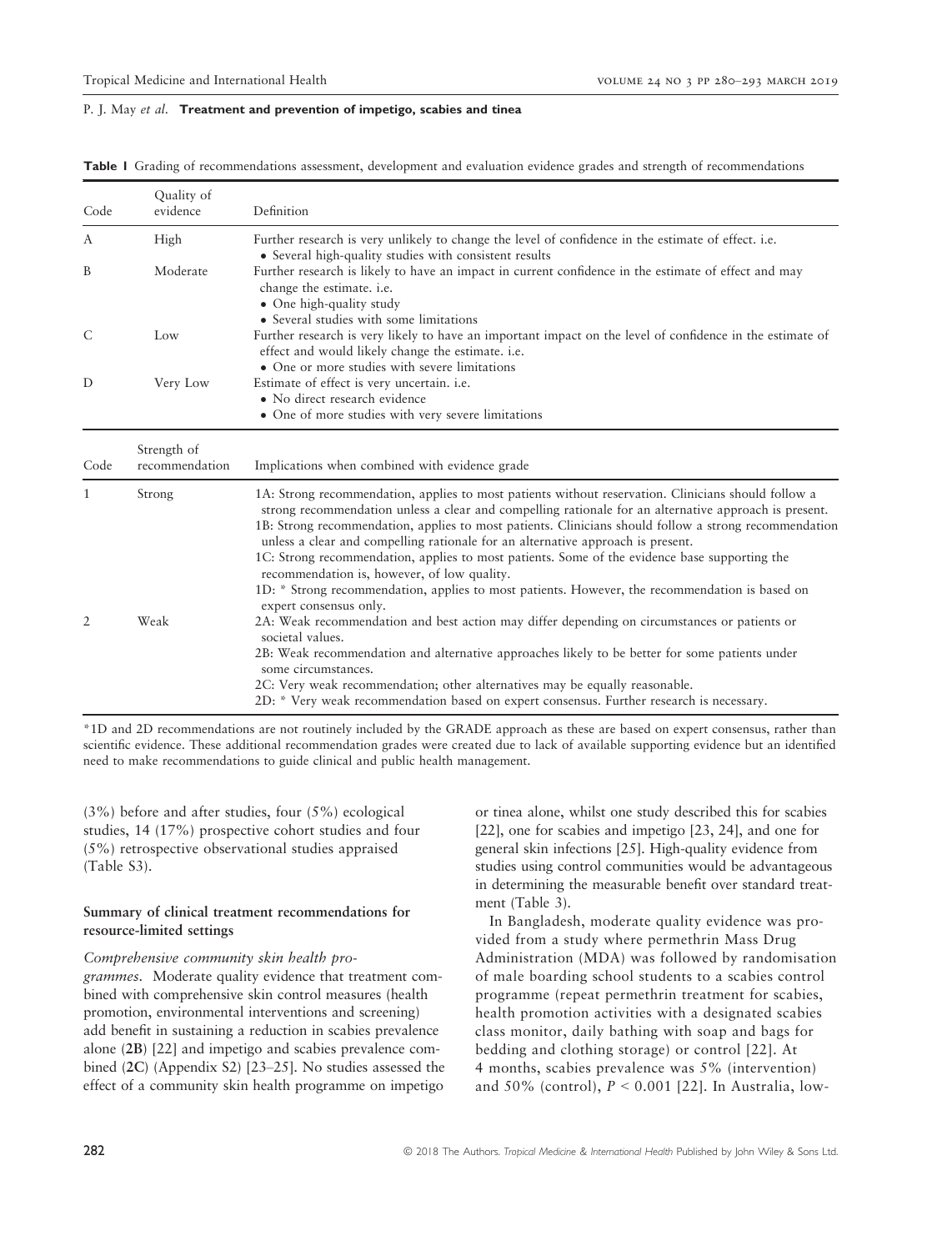**Table 1** Grading of recommendations assessment, development and evaluation evidence grades and strength of recommendations

| Code | Quality of evidence | Definition |
|---|---|---|
| A | High | Further research is very unlikely to change the level of confidence in the estimate of effect. i.e.<br>• Several high-quality studies with consistent results |
| B | Moderate | Further research is likely to have an impact in current confidence in the estimate of effect and may change the estimate. i.e.<br>• One high-quality study<br>• Several studies with some limitations |
| C | Low | Further research is very likely to have an important impact on the level of confidence in the estimate of effect and would likely change the estimate. i.e.<br>• One or more studies with severe limitations |
| D | Very Low | Estimate of effect is very uncertain. i.e.<br>• No direct research evidence<br>• One of more studies with very severe limitations |

| Code | Strength of recommendation | Implications when combined with evidence grade |
|---|---|---|
| 1 | Strong | 1A: Strong recommendation, applies to most patients without reservation. Clinicians should follow a strong recommendation unless a clear and compelling rationale for an alternative approach is present.<br>1B: Strong recommendation, applies to most patients. Clinicians should follow a strong recommendation unless a clear and compelling rationale for an alternative approach is present.<br>1C: Strong recommendation, applies to most patients. Some of the evidence base supporting the recommendation is, however, of low quality.<br>1D: * Strong recommendation, applies to most patients. However, the recommendation is based on expert consensus only. |
| 2 | Weak | 2A: Weak recommendation and best action may differ depending on circumstances or patients or societal values.<br>2B: Weak recommendation and alternative approaches likely to be better for some patients under some circumstances.<br>2C: Very weak recommendation; other alternatives may be equally reasonable.<br>2D: * Very weak recommendation based on expert consensus. Further research is necessary. |

*1D and 2D recommendations are not routinely included by the GRADE approach as these are based on expert consensus, rather than scientific evidence. These additional recommendation grades were created due to lack of available supporting evidence but an identified need to make recommendations to guide clinical and public health management.

(3%) before and after studies, four (5%) ecological studies, 14 (17%) prospective cohort studies and four (5%) retrospective observational studies appraised (Table S3).

### Summary of clinical treatment recommendations for resource-limited settings

*Comprehensive community skin health programmes.* Moderate quality evidence that treatment combined with comprehensive skin control measures (health promotion, environmental interventions and screening) add benefit in sustaining a reduction in scabies prevalence alone (**2B**) [22] and impetigo and scabies prevalence combined (**2C**) (Appendix S2) [23–25]. No studies assessed the effect of a community skin health programme on impetigo or tinea alone, whilst one study described this for scabies [22], one for scabies and impetigo [23, 24], and one for general skin infections [25]. High-quality evidence from studies using control communities would be advantageous in determining the measurable benefit over standard treatment (Table 3).

In Bangladesh, moderate quality evidence was provided from a study where permethrin Mass Drug Administration (MDA) was followed by randomisation of male boarding school students to a scabies control programme (repeat permethrin treatment for scabies, health promotion activities with a designated scabies class monitor, daily bathing with soap and bags for bedding and clothing storage) or control [22]. At 4 months, scabies prevalence was 5% (intervention) and 50% (control), $P < 0.001$ [22]. In Australia, low-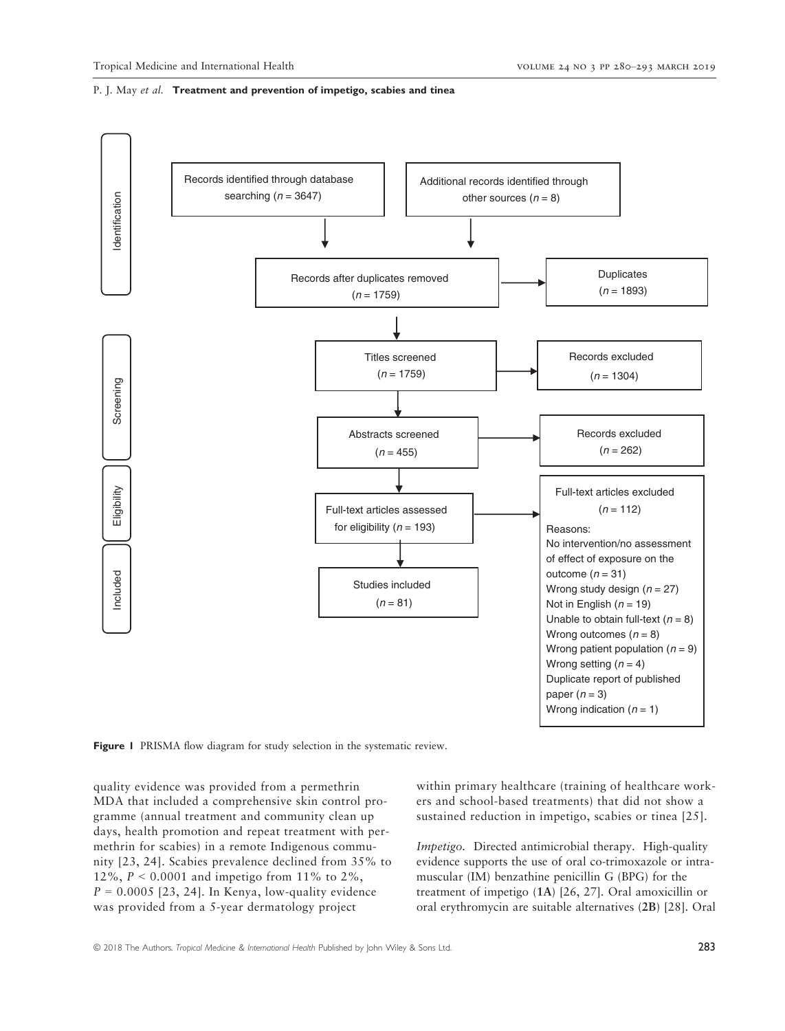**Identification**

Records identified through database searching ($n$ = 3647)

Additional records identified through other sources ($n$ = 8)

Records after duplicates removed ($n$ = 1759)

Duplicates ($n$ = 1893)

**Screening**

Titles screened ($n$ = 1759)

Records excluded ($n$ = 1304)

Abstracts screened ($n$ = 455)

Records excluded ($n$ = 262)

**Eligibility**

Full-text articles assessed for eligibility ($n$ = 193)

Full-text articles excluded ($n$ = 112)

Reasons:
No intervention/no assessment of effect of exposure on the outcome ($n$ = 31)
Wrong study design ($n$ = 27)
Not in English ($n$ = 19)
Unable to obtain full-text ($n$ = 8)
Wrong outcomes ($n$ = 8)
Wrong patient population ($n$ = 9)
Wrong setting ($n$ = 4)
Duplicate report of published paper ($n$ = 3)
Wrong indication ($n$ = 1)

**Included**

Studies included ($n$ = 81)

**Figure 1** PRISMA flow diagram for study selection in the systematic review.

quality evidence was provided from a permethrin MDA that included a comprehensive skin control programme (annual treatment and community clean up days, health promotion and repeat treatment with permethrin for scabies) in a remote Indigenous community [23, 24]. Scabies prevalence declined from 35% to 12%, $P < 0.0001$ and impetigo from 11% to 2%, $P = 0.0005$ [23, 24]. In Kenya, low-quality evidence was provided from a 5-year dermatology project within primary healthcare (training of healthcare workers and school-based treatments) that did not show a sustained reduction in impetigo, scabies or tinea [25].

*Impetigo.* Directed antimicrobial therapy. High-quality evidence supports the use of oral co-trimoxazole or intramuscular (IM) benzathine penicillin G (BPG) for the treatment of impetigo (**1A**) [26, 27]. Oral amoxicillin or oral erythromycin are suitable alternatives (**2B**) [28]. Oral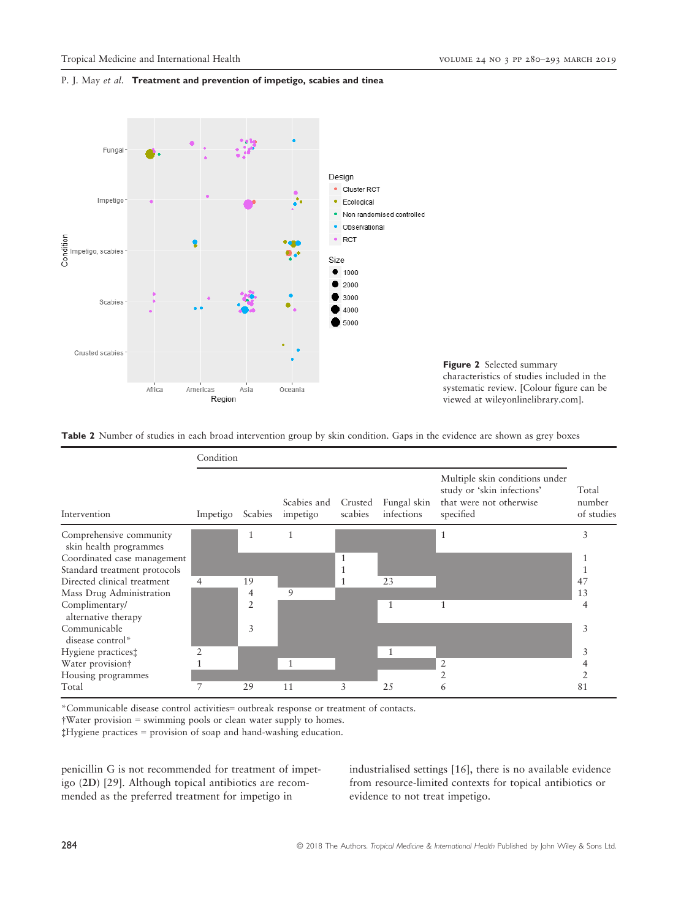**Figure 2** Selected summary characteristics of studies included in the systematic review. [Colour figure can be viewed at wileyonlinelibrary.com].

**Table 2** Number of studies in each broad intervention group by skin condition. Gaps in the evidence are shown as grey boxes

| Intervention | Condition: Impetigo | Scabies | Scabies and impetigo | Crusted scabies | Fungal skin infections | Multiple skin conditions under study or 'skin infections' that were not otherwise specified | Total number of studies |
|---|---|---|---|---|---|---|---|
| Comprehensive community skin health programmes | | 1 | 1 | | | 1 | 3 |
| Coordinated case management | | | | 1 | | | 1 |
| Standard treatment protocols | | | | 1 | | | 1 |
| Directed clinical treatment | 4 | 19 | | 1 | 23 | | 47 |
| Mass Drug Administration | | 4 | 9 | | | | 13 |
| Complimentary/ alternative therapy | | 2 | | | 1 | 1 | 4 |
| Communicable disease control* | | 3 | | | | | 3 |
| Hygiene practices‡ | 2 | | | | 1 | | 3 |
| Water provision† | 1 | | 1 | | | 2 | 4 |
| Housing programmes | | | | | | 2 | 2 |
| Total | 7 | 29 | 11 | 3 | 25 | 6 | 81 |

*Communicable disease control activities= outbreak response or treatment of contacts.
†Water provision = swimming pools or clean water supply to homes.
‡Hygiene practices = provision of soap and hand-washing education.

penicillin G is not recommended for treatment of impetigo (**2D**) [29]. Although topical antibiotics are recommended as the preferred treatment for impetigo in industrialised settings [16], there is no available evidence from resource-limited contexts for topical antibiotics or evidence to not treat impetigo.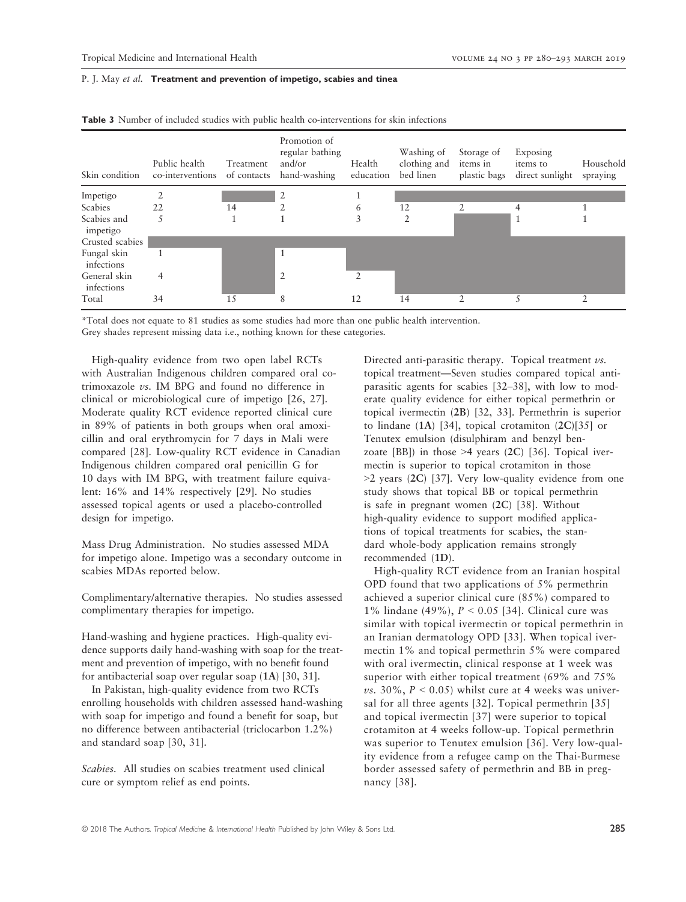**Table 3** Number of included studies with public health co-interventions for skin infections

| Skin condition | Public health co-interventions | Treatment of contacts | Promotion of regular bathing and/or hand-washing | Health education | Washing of clothing and bed linen | Storage of items in plastic bags | Exposing items to direct sunlight | Household spraying |
|---|---|---|---|---|---|---|---|---|
| Impetigo | 2 | | 2 | 1 | | | | |
| Scabies | 22 | 14 | 2 | 6 | 12 | 2 | 4 | 1 |
| Scabies and impetigo | 5 | 1 | 1 | 3 | 2 | | 1 | 1 |
| Crusted scabies | | | | | | | | |
| Fungal skin infections | 1 | | 1 | | | | | |
| General skin infections | 4 | | 2 | 2 | | | | |
| Total | 34 | 15 | 8 | 12 | 14 | 2 | 5 | 2 |

*Total does not equate to 81 studies as some studies had more than one public health intervention.
Grey shades represent missing data i.e., nothing known for these categories.

High-quality evidence from two open label RCTs with Australian Indigenous children compared oral co-trimoxazole *vs.* IM BPG and found no difference in clinical or microbiological cure of impetigo [26, 27]. Moderate quality RCT evidence reported clinical cure in 89% of patients in both groups when oral amoxicillin and oral erythromycin for 7 days in Mali were compared [28]. Low-quality RCT evidence in Canadian Indigenous children compared oral penicillin G for 10 days with IM BPG, with treatment failure equivalent: 16% and 14% respectively [29]. No studies assessed topical agents or used a placebo-controlled design for impetigo.

Mass Drug Administration. No studies assessed MDA for impetigo alone. Impetigo was a secondary outcome in scabies MDAs reported below.

Complimentary/alternative therapies. No studies assessed complimentary therapies for impetigo.

Hand-washing and hygiene practices. High-quality evidence supports daily hand-washing with soap for the treatment and prevention of impetigo, with no benefit found for antibacterial soap over regular soap (**1A**) [30, 31].

In Pakistan, high-quality evidence from two RCTs enrolling households with children assessed hand-washing with soap for impetigo and found a benefit for soap, but no difference between antibacterial (triclocarbon 1.2%) and standard soap [30, 31].

*Scabies.* All studies on scabies treatment used clinical cure or symptom relief as end points.

Directed anti-parasitic therapy. Topical treatment *vs.* topical treatment—Seven studies compared topical anti-parasitic agents for scabies [32–38], with low to moderate quality evidence for either topical permethrin or topical ivermectin (**2B**) [32, 33]. Permethrin is superior to lindane (**1A**) [34], topical crotamiton (**2C**)[35] or Tenutex emulsion (disulphiram and benzyl benzoate [BB]) in those >4 years (**2C**) [36]. Topical ivermectin is superior to topical crotamiton in those >2 years (**2C**) [37]. Very low-quality evidence from one study shows that topical BB or topical permethrin is safe in pregnant women (**2C**) [38]. Without high-quality evidence to support modified applications of topical treatments for scabies, the standard whole-body application remains strongly recommended (**1D**).

High-quality RCT evidence from an Iranian hospital OPD found that two applications of 5% permethrin achieved a superior clinical cure (85%) compared to 1% lindane (49%), $P < 0.05$ [34]. Clinical cure was similar with topical ivermectin or topical permethrin in an Iranian dermatology OPD [33]. When topical ivermectin 1% and topical permethrin 5% were compared with oral ivermectin, clinical response at 1 week was superior with either topical treatment (69% and 75% *vs.* 30%, $P < 0.05$) whilst cure at 4 weeks was universal for all three agents [32]. Topical permethrin [35] and topical ivermectin [37] were superior to topical crotamiton at 4 weeks follow-up. Topical permethrin was superior to Tenutex emulsion [36]. Very low-quality evidence from a refugee camp on the Thai-Burmese border assessed safety of permethrin and BB in pregnancy [38].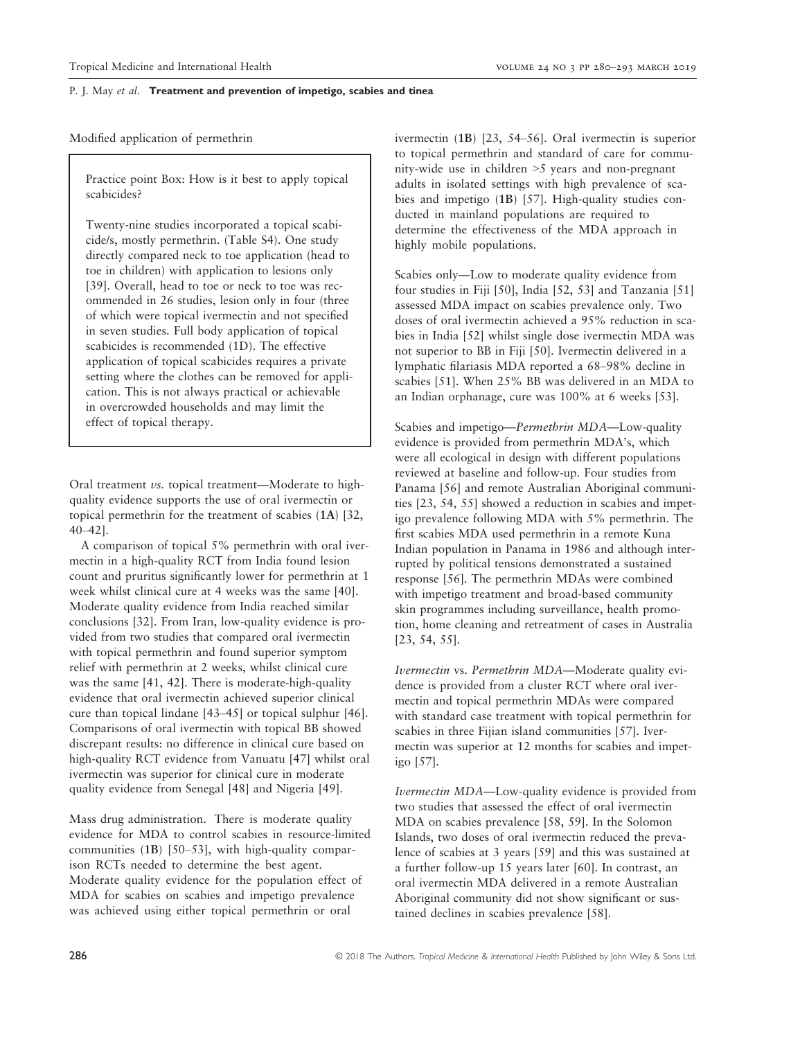Modified application of permethrin

> Practice point Box: How is it best to apply topical scabicides?
>
> Twenty-nine studies incorporated a topical scabicide/s, mostly permethrin. (Table S4). One study directly compared neck to toe application (head to toe in children) with application to lesions only [39]. Overall, head to toe or neck to toe was recommended in 26 studies, lesion only in four (three of which were topical ivermectin and not specified in seven studies. Full body application of topical scabicides is recommended (1D). The effective application of topical scabicides requires a private setting where the clothes can be removed for application. This is not always practical or achievable in overcrowded households and may limit the effect of topical therapy.

Oral treatment *vs.* topical treatment—Moderate to high-quality evidence supports the use of oral ivermectin or topical permethrin for the treatment of scabies (**1A**) [32, 40–42].

A comparison of topical 5% permethrin with oral ivermectin in a high-quality RCT from India found lesion count and pruritus significantly lower for permethrin at 1 week whilst clinical cure at 4 weeks was the same [40]. Moderate quality evidence from India reached similar conclusions [32]. From Iran, low-quality evidence is provided from two studies that compared oral ivermectin with topical permethrin and found superior symptom relief with permethrin at 2 weeks, whilst clinical cure was the same [41, 42]. There is moderate-high-quality evidence that oral ivermectin achieved superior clinical cure than topical lindane [43–45] or topical sulphur [46]. Comparisons of oral ivermectin with topical BB showed discrepant results: no difference in clinical cure based on high-quality RCT evidence from Vanuatu [47] whilst oral ivermectin was superior for clinical cure in moderate quality evidence from Senegal [48] and Nigeria [49].

Mass drug administration. There is moderate quality evidence for MDA to control scabies in resource-limited communities (**1B**) [50–53], with high-quality comparison RCTs needed to determine the best agent. Moderate quality evidence for the population effect of MDA for scabies on scabies and impetigo prevalence was achieved using either topical permethrin or oral ivermectin (**1B**) [23, 54–56]. Oral ivermectin is superior to topical permethrin and standard of care for community-wide use in children >5 years and non-pregnant adults in isolated settings with high prevalence of scabies and impetigo (**1B**) [57]. High-quality studies conducted in mainland populations are required to determine the effectiveness of the MDA approach in highly mobile populations.

Scabies only—Low to moderate quality evidence from four studies in Fiji [50], India [52, 53] and Tanzania [51] assessed MDA impact on scabies prevalence only. Two doses of oral ivermectin achieved a 95% reduction in scabies in India [52] whilst single dose ivermectin MDA was not superior to BB in Fiji [50]. Ivermectin delivered in a lymphatic filariasis MDA reported a 68–98% decline in scabies [51]. When 25% BB was delivered in an MDA to an Indian orphanage, cure was 100% at 6 weeks [53].

Scabies and impetigo—*Permethrin MDA*—Low-quality evidence is provided from permethrin MDA's, which were all ecological in design with different populations reviewed at baseline and follow-up. Four studies from Panama [56] and remote Australian Aboriginal communities [23, 54, 55] showed a reduction in scabies and impetigo prevalence following MDA with 5% permethrin. The first scabies MDA used permethrin in a remote Kuna Indian population in Panama in 1986 and although interrupted by political tensions demonstrated a sustained response [56]. The permethrin MDAs were combined with impetigo treatment and broad-based community skin programmes including surveillance, health promotion, home cleaning and retreatment of cases in Australia [23, 54, 55].

*Ivermectin* vs. *Permethrin MDA*—Moderate quality evidence is provided from a cluster RCT where oral ivermectin and topical permethrin MDAs were compared with standard case treatment with topical permethrin for scabies in three Fijian island communities [57]. Ivermectin was superior at 12 months for scabies and impetigo [57].

*Ivermectin MDA*—Low-quality evidence is provided from two studies that assessed the effect of oral ivermectin MDA on scabies prevalence [58, 59]. In the Solomon Islands, two doses of oral ivermectin reduced the prevalence of scabies at 3 years [59] and this was sustained at a further follow-up 15 years later [60]. In contrast, an oral ivermectin MDA delivered in a remote Australian Aboriginal community did not show significant or sustained declines in scabies prevalence [58].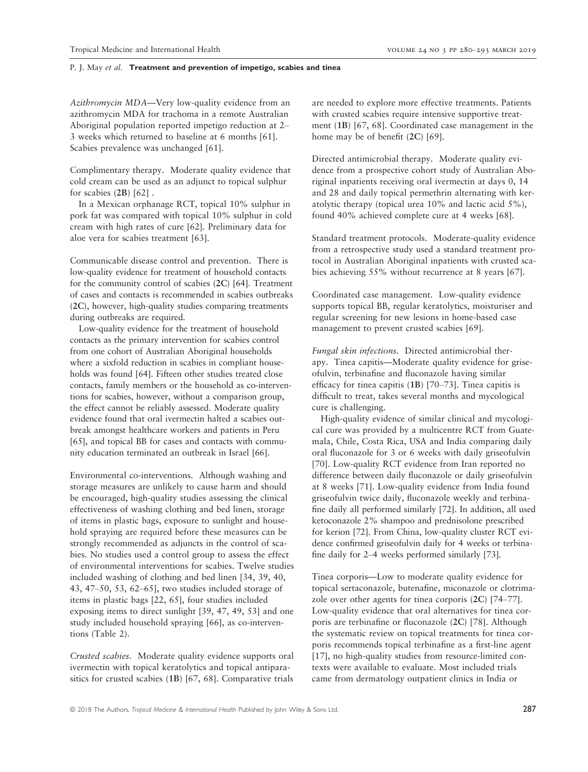*Azithromycin MDA*—Very low-quality evidence from an azithromycin MDA for trachoma in a remote Australian Aboriginal population reported impetigo reduction at 2–3 weeks which returned to baseline at 6 months [61]. Scabies prevalence was unchanged [61].

Complimentary therapy. Moderate quality evidence that cold cream can be used as an adjunct to topical sulphur for scabies (**2B**) [62] .

In a Mexican orphanage RCT, topical 10% sulphur in pork fat was compared with topical 10% sulphur in cold cream with high rates of cure [62]. Preliminary data for aloe vera for scabies treatment [63].

Communicable disease control and prevention. There is low-quality evidence for treatment of household contacts for the community control of scabies (**2C**) [64]. Treatment of cases and contacts is recommended in scabies outbreaks (**2C**), however, high-quality studies comparing treatments during outbreaks are required.

Low-quality evidence for the treatment of household contacts as the primary intervention for scabies control from one cohort of Australian Aboriginal households where a sixfold reduction in scabies in compliant households was found [64]. Fifteen other studies treated close contacts, family members or the household as co-interventions for scabies, however, without a comparison group, the effect cannot be reliably assessed. Moderate quality evidence found that oral ivermectin halted a scabies outbreak amongst healthcare workers and patients in Peru [65], and topical BB for cases and contacts with community education terminated an outbreak in Israel [66].

Environmental co-interventions. Although washing and storage measures are unlikely to cause harm and should be encouraged, high-quality studies assessing the clinical effectiveness of washing clothing and bed linen, storage of items in plastic bags, exposure to sunlight and household spraying are required before these measures can be strongly recommended as adjuncts in the control of scabies. No studies used a control group to assess the effect of environmental interventions for scabies. Twelve studies included washing of clothing and bed linen [34, 39, 40, 43, 47–50, 53, 62–65], two studies included storage of items in plastic bags [22, 65], four studies included exposing items to direct sunlight [39, 47, 49, 53] and one study included household spraying [66], as co-interventions (Table 2).

*Crusted scabies.* Moderate quality evidence supports oral ivermectin with topical keratolytics and topical antiparasitics for crusted scabies (**1B**) [67, 68]. Comparative trials are needed to explore more effective treatments. Patients with crusted scabies require intensive supportive treatment (**1B**) [67, 68]. Coordinated case management in the home may be of benefit (**2C**) [69].

Directed antimicrobial therapy. Moderate quality evidence from a prospective cohort study of Australian Aboriginal inpatients receiving oral ivermectin at days 0, 14 and 28 and daily topical permethrin alternating with keratolytic therapy (topical urea 10% and lactic acid 5%), found 40% achieved complete cure at 4 weeks [68].

Standard treatment protocols. Moderate-quality evidence from a retrospective study used a standard treatment protocol in Australian Aboriginal inpatients with crusted scabies achieving 55% without recurrence at 8 years [67].

Coordinated case management. Low-quality evidence supports topical BB, regular keratolytics, moisturiser and regular screening for new lesions in home-based case management to prevent crusted scabies [69].

*Fungal skin infections.* Directed antimicrobial therapy. Tinea capitis—Moderate quality evidence for griseofulvin, terbinafine and fluconazole having similar efficacy for tinea capitis (**1B**) [70–73]. Tinea capitis is difficult to treat, takes several months and mycological cure is challenging.

High-quality evidence of similar clinical and mycological cure was provided by a multicentre RCT from Guatemala, Chile, Costa Rica, USA and India comparing daily oral fluconazole for 3 or 6 weeks with daily griseofulvin [70]. Low-quality RCT evidence from Iran reported no difference between daily fluconazole or daily griseofulvin at 8 weeks [71]. Low-quality evidence from India found griseofulvin twice daily, fluconazole weekly and terbinafine daily all performed similarly [72]. In addition, all used ketoconazole 2% shampoo and prednisolone prescribed for kerion [72]. From China, low-quality cluster RCT evidence confirmed griseofulvin daily for 4 weeks or terbinafine daily for 2–4 weeks performed similarly [73].

Tinea corporis—Low to moderate quality evidence for topical sertaconazole, butenafine, miconazole or clotrimazole over other agents for tinea corporis (**2C**) [74–77]. Low-quality evidence that oral alternatives for tinea corporis are terbinafine or fluconazole (**2C**) [78]. Although the systematic review on topical treatments for tinea corporis recommends topical terbinafine as a first-line agent [17], no high-quality studies from resource-limited contexts were available to evaluate. Most included trials came from dermatology outpatient clinics in India or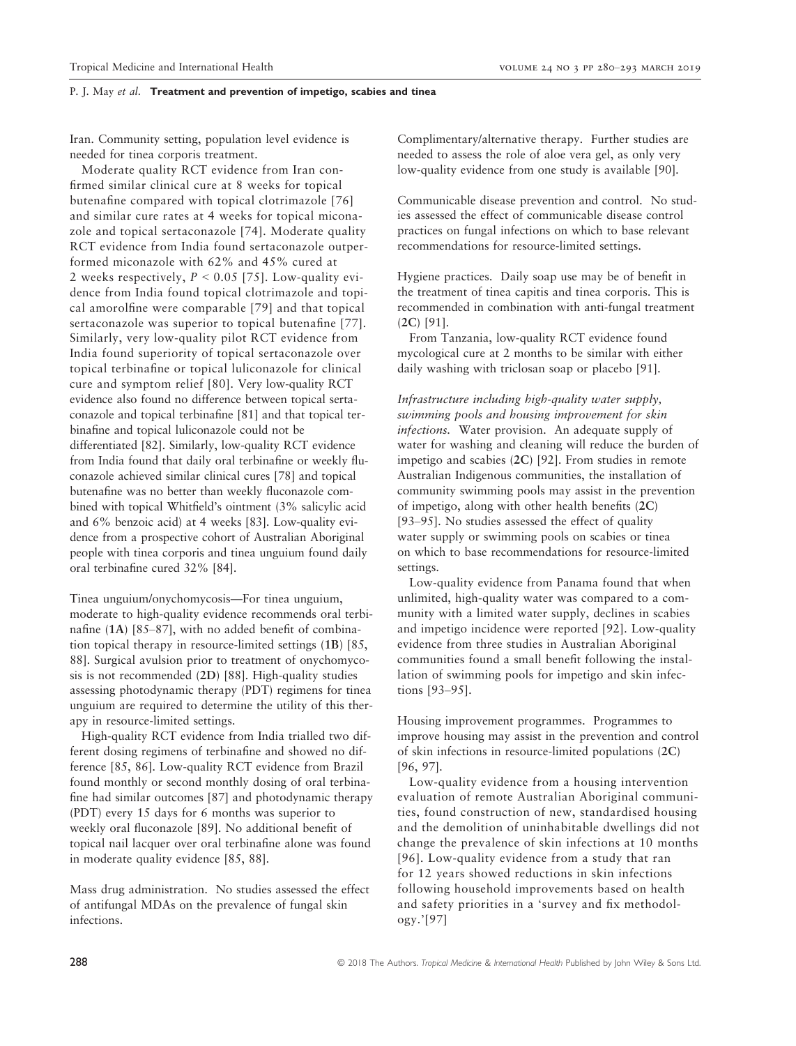Iran. Community setting, population level evidence is needed for tinea corporis treatment.

Moderate quality RCT evidence from Iran confirmed similar clinical cure at 8 weeks for topical butenafine compared with topical clotrimazole [76] and similar cure rates at 4 weeks for topical miconazole and topical sertaconazole [74]. Moderate quality RCT evidence from India found sertaconazole outperformed miconazole with 62% and 45% cured at 2 weeks respectively, $P < 0.05$ [75]. Low-quality evidence from India found topical clotrimazole and topical amorolfine were comparable [79] and that topical sertaconazole was superior to topical butenafine [77]. Similarly, very low-quality pilot RCT evidence from India found superiority of topical sertaconazole over topical terbinafine or topical luliconazole for clinical cure and symptom relief [80]. Very low-quality RCT evidence also found no difference between topical sertaconazole and topical terbinafine [81] and that topical terbinafine and topical luliconazole could not be differentiated [82]. Similarly, low-quality RCT evidence from India found that daily oral terbinafine or weekly fluconazole achieved similar clinical cures [78] and topical butenafine was no better than weekly fluconazole combined with topical Whitfield's ointment (3% salicylic acid and 6% benzoic acid) at 4 weeks [83]. Low-quality evidence from a prospective cohort of Australian Aboriginal people with tinea corporis and tinea unguium found daily oral terbinafine cured 32% [84].

Tinea unguium/onychomycosis—For tinea unguium, moderate to high-quality evidence recommends oral terbinafine (**1A**) [85–87], with no added benefit of combination topical therapy in resource-limited settings (**1B**) [85, 88]. Surgical avulsion prior to treatment of onychomycosis is not recommended (**2D**) [88]. High-quality studies assessing photodynamic therapy (PDT) regimens for tinea unguium are required to determine the utility of this therapy in resource-limited settings.

High-quality RCT evidence from India trialled two different dosing regimens of terbinafine and showed no difference [85, 86]. Low-quality RCT evidence from Brazil found monthly or second monthly dosing of oral terbinafine had similar outcomes [87] and photodynamic therapy (PDT) every 15 days for 6 months was superior to weekly oral fluconazole [89]. No additional benefit of topical nail lacquer over oral terbinafine alone was found in moderate quality evidence [85, 88].

Mass drug administration. No studies assessed the effect of antifungal MDAs on the prevalence of fungal skin infections.

Complimentary/alternative therapy. Further studies are needed to assess the role of aloe vera gel, as only very low-quality evidence from one study is available [90].

Communicable disease prevention and control. No studies assessed the effect of communicable disease control practices on fungal infections on which to base relevant recommendations for resource-limited settings.

Hygiene practices. Daily soap use may be of benefit in the treatment of tinea capitis and tinea corporis. This is recommended in combination with anti-fungal treatment (**2C**) [91].

From Tanzania, low-quality RCT evidence found mycological cure at 2 months to be similar with either daily washing with triclosan soap or placebo [91].

*Infrastructure including high-quality water supply, swimming pools and housing improvement for skin infections.* Water provision. An adequate supply of water for washing and cleaning will reduce the burden of impetigo and scabies (**2C**) [92]. From studies in remote Australian Indigenous communities, the installation of community swimming pools may assist in the prevention of impetigo, along with other health benefits (**2C**) [93–95]. No studies assessed the effect of quality water supply or swimming pools on scabies or tinea on which to base recommendations for resource-limited settings.

Low-quality evidence from Panama found that when unlimited, high-quality water was compared to a community with a limited water supply, declines in scabies and impetigo incidence were reported [92]. Low-quality evidence from three studies in Australian Aboriginal communities found a small benefit following the installation of swimming pools for impetigo and skin infections [93–95].

Housing improvement programmes. Programmes to improve housing may assist in the prevention and control of skin infections in resource-limited populations (**2C**) [96, 97].

Low-quality evidence from a housing intervention evaluation of remote Australian Aboriginal communities, found construction of new, standardised housing and the demolition of uninhabitable dwellings did not change the prevalence of skin infections at 10 months [96]. Low-quality evidence from a study that ran for 12 years showed reductions in skin infections following household improvements based on health and safety priorities in a 'survey and fix methodology.'[97]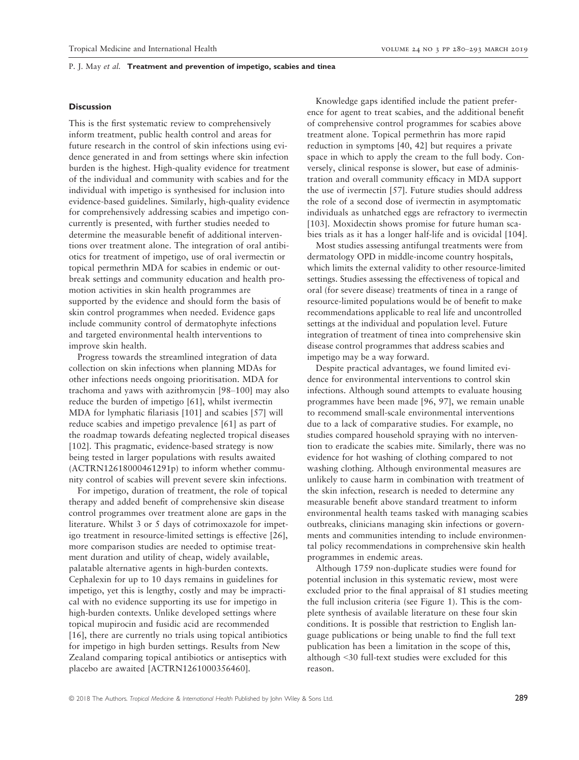### Discussion

This is the first systematic review to comprehensively inform treatment, public health control and areas for future research in the control of skin infections using evidence generated in and from settings where skin infection burden is the highest. High-quality evidence for treatment of the individual and community with scabies and for the individual with impetigo is synthesised for inclusion into evidence-based guidelines. Similarly, high-quality evidence for comprehensively addressing scabies and impetigo concurrently is presented, with further studies needed to determine the measurable benefit of additional interventions over treatment alone. The integration of oral antibiotics for treatment of impetigo, use of oral ivermectin or topical permethrin MDA for scabies in endemic or outbreak settings and community education and health promotion activities in skin health programmes are supported by the evidence and should form the basis of skin control programmes when needed. Evidence gaps include community control of dermatophyte infections and targeted environmental health interventions to improve skin health.

Progress towards the streamlined integration of data collection on skin infections when planning MDAs for other infections needs ongoing prioritisation. MDA for trachoma and yaws with azithromycin [98–100] may also reduce the burden of impetigo [61], whilst ivermectin MDA for lymphatic filariasis [101] and scabies [57] will reduce scabies and impetigo prevalence [61] as part of the roadmap towards defeating neglected tropical diseases [102]. This pragmatic, evidence-based strategy is now being tested in larger populations with results awaited (ACTRN12618000461291p) to inform whether community control of scabies will prevent severe skin infections.

For impetigo, duration of treatment, the role of topical therapy and added benefit of comprehensive skin disease control programmes over treatment alone are gaps in the literature. Whilst 3 or 5 days of cotrimoxazole for impetigo treatment in resource-limited settings is effective [26], more comparison studies are needed to optimise treatment duration and utility of cheap, widely available, palatable alternative agents in high-burden contexts. Cephalexin for up to 10 days remains in guidelines for impetigo, yet this is lengthy, costly and may be impractical with no evidence supporting its use for impetigo in high-burden contexts. Unlike developed settings where topical mupirocin and fusidic acid are recommended [16], there are currently no trials using topical antibiotics for impetigo in high burden settings. Results from New Zealand comparing topical antibiotics or antiseptics with placebo are awaited [ACTRN1261000356460].

Knowledge gaps identified include the patient preference for agent to treat scabies, and the additional benefit of comprehensive control programmes for scabies above treatment alone. Topical permethrin has more rapid reduction in symptoms [40, 42] but requires a private space in which to apply the cream to the full body. Conversely, clinical response is slower, but ease of administration and overall community efficacy in MDA support the use of ivermectin [57]. Future studies should address the role of a second dose of ivermectin in asymptomatic individuals as unhatched eggs are refractory to ivermectin [103]. Moxidectin shows promise for future human scabies trials as it has a longer half-life and is ovicidal [104].

Most studies assessing antifungal treatments were from dermatology OPD in middle-income country hospitals, which limits the external validity to other resource-limited settings. Studies assessing the effectiveness of topical and oral (for severe disease) treatments of tinea in a range of resource-limited populations would be of benefit to make recommendations applicable to real life and uncontrolled settings at the individual and population level. Future integration of treatment of tinea into comprehensive skin disease control programmes that address scabies and impetigo may be a way forward.

Despite practical advantages, we found limited evidence for environmental interventions to control skin infections. Although sound attempts to evaluate housing programmes have been made [96, 97], we remain unable to recommend small-scale environmental interventions due to a lack of comparative studies. For example, no studies compared household spraying with no intervention to eradicate the scabies mite. Similarly, there was no evidence for hot washing of clothing compared to not washing clothing. Although environmental measures are unlikely to cause harm in combination with treatment of the skin infection, research is needed to determine any measurable benefit above standard treatment to inform environmental health teams tasked with managing scabies outbreaks, clinicians managing skin infections or governments and communities intending to include environmental policy recommendations in comprehensive skin health programmes in endemic areas.

Although 1759 non-duplicate studies were found for potential inclusion in this systematic review, most were excluded prior to the final appraisal of 81 studies meeting the full inclusion criteria (see Figure 1). This is the complete synthesis of available literature on these four skin conditions. It is possible that restriction to English language publications or being unable to find the full text publication has been a limitation in the scope of this, although <30 full-text studies were excluded for this reason.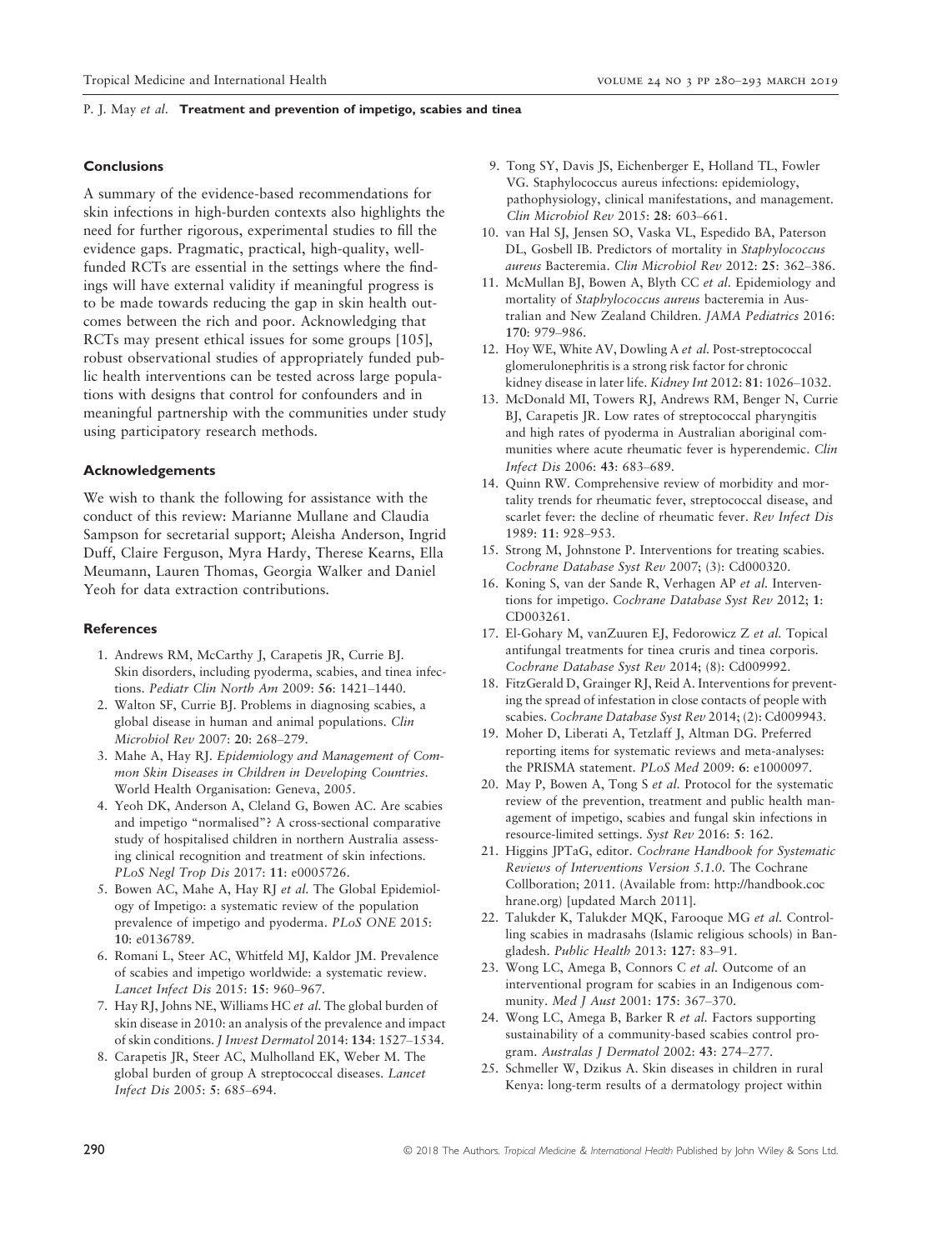### Conclusions

A summary of the evidence-based recommendations for skin infections in high-burden contexts also highlights the need for further rigorous, experimental studies to fill the evidence gaps. Pragmatic, practical, high-quality, well-funded RCTs are essential in the settings where the findings will have external validity if meaningful progress is to be made towards reducing the gap in skin health outcomes between the rich and poor. Acknowledging that RCTs may present ethical issues for some groups [105], robust observational studies of appropriately funded public health interventions can be tested across large populations with designs that control for confounders and in meaningful partnership with the communities under study using participatory research methods.

### Acknowledgements

We wish to thank the following for assistance with the conduct of this review: Marianne Mullane and Claudia Sampson for secretarial support; Aleisha Anderson, Ingrid Duff, Claire Ferguson, Myra Hardy, Therese Kearns, Ella Meumann, Lauren Thomas, Georgia Walker and Daniel Yeoh for data extraction contributions.

### References

1. Andrews RM, McCarthy J, Carapetis JR, Currie BJ. Skin disorders, including pyoderma, scabies, and tinea infections. *Pediatr Clin North Am* 2009: **56**: 1421–1440.
2. Walton SF, Currie BJ. Problems in diagnosing scabies, a global disease in human and animal populations. *Clin Microbiol Rev* 2007: **20**: 268–279.
3. Mahe A, Hay RJ. *Epidemiology and Management of Common Skin Diseases in Children in Developing Countries*. World Health Organisation: Geneva, 2005.
4. Yeoh DK, Anderson A, Cleland G, Bowen AC. Are scabies and impetigo "normalised"? A cross-sectional comparative study of hospitalised children in northern Australia assessing clinical recognition and treatment of skin infections. *PLoS Negl Trop Dis* 2017: **11**: e0005726.
5. Bowen AC, Mahe A, Hay RJ *et al.* The Global Epidemiology of Impetigo: a systematic review of the population prevalence of impetigo and pyoderma. *PLoS ONE* 2015: **10**: e0136789.
6. Romani L, Steer AC, Whitfeld MJ, Kaldor JM. Prevalence of scabies and impetigo worldwide: a systematic review. *Lancet Infect Dis* 2015: **15**: 960–967.
7. Hay RJ, Johns NE, Williams HC *et al.* The global burden of skin disease in 2010: an analysis of the prevalence and impact of skin conditions. *J Invest Dermatol* 2014: **134**: 1527–1534.
8. Carapetis JR, Steer AC, Mulholland EK, Weber M. The global burden of group A streptococcal diseases. *Lancet Infect Dis* 2005: **5**: 685–694.
9. Tong SY, Davis JS, Eichenberger E, Holland TL, Fowler VG. Staphylococcus aureus infections: epidemiology, pathophysiology, clinical manifestations, and management. *Clin Microbiol Rev* 2015: **28**: 603–661.
10. van Hal SJ, Jensen SO, Vaska VL, Espedido BA, Paterson DL, Gosbell IB. Predictors of mortality in *Staphylococcus aureus* Bacteremia. *Clin Microbiol Rev* 2012: **25**: 362–386.
11. McMullan BJ, Bowen A, Blyth CC *et al.* Epidemiology and mortality of *Staphylococcus aureus* bacteremia in Australian and New Zealand Children. *JAMA Pediatrics* 2016: **170**: 979–986.
12. Hoy WE, White AV, Dowling A *et al.* Post-streptococcal glomerulonephritis is a strong risk factor for chronic kidney disease in later life. *Kidney Int* 2012: **81**: 1026–1032.
13. McDonald MI, Towers RJ, Andrews RM, Benger N, Currie BJ, Carapetis JR. Low rates of streptococcal pharyngitis and high rates of pyoderma in Australian aboriginal communities where acute rheumatic fever is hyperendemic. *Clin Infect Dis* 2006: **43**: 683–689.
14. Quinn RW. Comprehensive review of morbidity and mortality trends for rheumatic fever, streptococcal disease, and scarlet fever: the decline of rheumatic fever. *Rev Infect Dis* 1989: **11**: 928–953.
15. Strong M, Johnstone P. Interventions for treating scabies. *Cochrane Database Syst Rev* 2007; (3): Cd000320.
16. Koning S, van der Sande R, Verhagen AP *et al.* Interventions for impetigo. *Cochrane Database Syst Rev* 2012; **1**: CD003261.
17. El-Gohary M, vanZuuren EJ, Fedorowicz Z *et al.* Topical antifungal treatments for tinea cruris and tinea corporis. *Cochrane Database Syst Rev* 2014; (8): Cd009992.
18. FitzGerald D, Grainger RJ, Reid A. Interventions for preventing the spread of infestation in close contacts of people with scabies. *Cochrane Database Syst Rev* 2014; (2): Cd009943.
19. Moher D, Liberati A, Tetzlaff J, Altman DG. Preferred reporting items for systematic reviews and meta-analyses: the PRISMA statement. *PLoS Med* 2009: **6**: e1000097.
20. May P, Bowen A, Tong S *et al.* Protocol for the systematic review of the prevention, treatment and public health management of impetigo, scabies and fungal skin infections in resource-limited settings. *Syst Rev* 2016: **5**: 162.
21. Higgins JPTaG, editor. *Cochrane Handbook for Systematic Reviews of Interventions Version 5.1.0*. The Cochrane Collboration; 2011. (Available from: http://handbook.cochrane.org) [updated March 2011].
22. Talukder K, Talukder MQK, Farooque MG *et al.* Controlling scabies in madrasahs (Islamic religious schools) in Bangladesh. *Public Health* 2013: **127**: 83–91.
23. Wong LC, Amega B, Connors C *et al.* Outcome of an interventional program for scabies in an Indigenous community. *Med J Aust* 2001: **175**: 367–370.
24. Wong LC, Amega B, Barker R *et al.* Factors supporting sustainability of a community-based scabies control program. *Australas J Dermatol* 2002: **43**: 274–277.
25. Schmeller W, Dzikus A. Skin diseases in children in rural Kenya: long-term results of a dermatology project within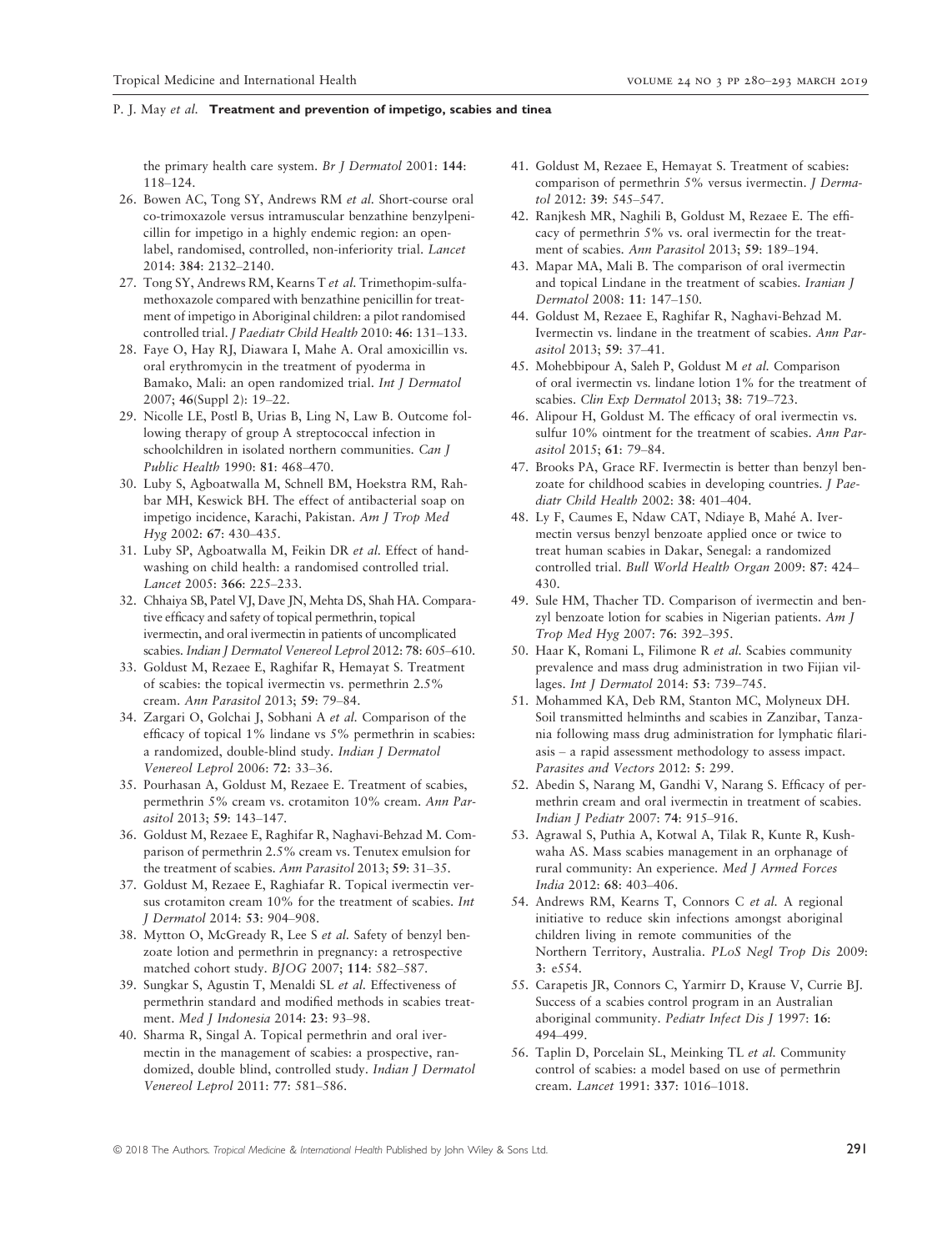the primary health care system. *Br J Dermatol* 2001: **144**: 118–124.

26. Bowen AC, Tong SY, Andrews RM *et al.* Short-course oral co-trimoxazole versus intramuscular benzathine benzylpenicillin for impetigo in a highly endemic region: an open-label, randomised, controlled, non-inferiority trial. *Lancet* 2014: **384**: 2132–2140.
27. Tong SY, Andrews RM, Kearns T *et al.* Trimethopim-sulfamethoxazole compared with benzathine penicillin for treatment of impetigo in Aboriginal children: a pilot randomised controlled trial. *J Paediatr Child Health* 2010: **46**: 131–133.
28. Faye O, Hay RJ, Diawara I, Mahe A. Oral amoxicillin vs. oral erythromycin in the treatment of pyoderma in Bamako, Mali: an open randomized trial. *Int J Dermatol* 2007; **46**(Suppl 2): 19–22.
29. Nicolle LE, Postl B, Urias B, Ling N, Law B. Outcome following therapy of group A streptococcal infection in schoolchildren in isolated northern communities. *Can J Public Health* 1990: **81**: 468–470.
30. Luby S, Agboatwalla M, Schnell BM, Hoekstra RM, Rahbar MH, Keswick BH. The effect of antibacterial soap on impetigo incidence, Karachi, Pakistan. *Am J Trop Med Hyg* 2002: **67**: 430–435.
31. Luby SP, Agboatwalla M, Feikin DR *et al.* Effect of handwashing on child health: a randomised controlled trial. *Lancet* 2005: **366**: 225–233.
32. Chhaiya SB, Patel VJ, Dave JN, Mehta DS, Shah HA. Comparative efficacy and safety of topical permethrin, topical ivermectin, and oral ivermectin in patients of uncomplicated scabies. *Indian J Dermatol Venereol Leprol* 2012: **78**: 605–610.
33. Goldust M, Rezaee E, Raghifar R, Hemayat S. Treatment of scabies: the topical ivermectin vs. permethrin 2.5% cream. *Ann Parasitol* 2013; **59**: 79–84.
34. Zargari O, Golchai J, Sobhani A *et al.* Comparison of the efficacy of topical 1% lindane vs 5% permethrin in scabies: a randomized, double-blind study. *Indian J Dermatol Venereol Leprol* 2006: **72**: 33–36.
35. Pourhasan A, Goldust M, Rezaee E. Treatment of scabies, permethrin 5% cream vs. crotamiton 10% cream. *Ann Parasitol* 2013; **59**: 143–147.
36. Goldust M, Rezaee E, Raghifar R, Naghavi-Behzad M. Comparison of permethrin 2.5% cream vs. Tenutex emulsion for the treatment of scabies. *Ann Parasitol* 2013; **59**: 31–35.
37. Goldust M, Rezaee E, Raghiafar R. Topical ivermectin versus crotamiton cream 10% for the treatment of scabies. *Int J Dermatol* 2014: **53**: 904–908.
38. Mytton O, McGready R, Lee S *et al.* Safety of benzyl benzoate lotion and permethrin in pregnancy: a retrospective matched cohort study. *BJOG* 2007; **114**: 582–587.
39. Sungkar S, Agustin T, Menaldi SL *et al.* Effectiveness of permethrin standard and modified methods in scabies treatment. *Med J Indonesia* 2014: **23**: 93–98.
40. Sharma R, Singal A. Topical permethrin and oral ivermectin in the management of scabies: a prospective, randomized, double blind, controlled study. *Indian J Dermatol Venereol Leprol* 2011: **77**: 581–586.
41. Goldust M, Rezaee E, Hemayat S. Treatment of scabies: comparison of permethrin 5% versus ivermectin. *J Dermatol* 2012: **39**: 545–547.
42. Ranjkesh MR, Naghili B, Goldust M, Rezaee E. The efficacy of permethrin 5% vs. oral ivermectin for the treatment of scabies. *Ann Parasitol* 2013; **59**: 189–194.
43. Mapar MA, Mali B. The comparison of oral ivermectin and topical Lindane in the treatment of scabies. *Iranian J Dermatol* 2008: **11**: 147–150.
44. Goldust M, Rezaee E, Raghifar R, Naghavi-Behzad M. Ivermectin vs. lindane in the treatment of scabies. *Ann Parasitol* 2013; **59**: 37–41.
45. Mohebbipour A, Saleh P, Goldust M *et al.* Comparison of oral ivermectin vs. lindane lotion 1% for the treatment of scabies. *Clin Exp Dermatol* 2013; **38**: 719–723.
46. Alipour H, Goldust M. The efficacy of oral ivermectin vs. sulfur 10% ointment for the treatment of scabies. *Ann Parasitol* 2015; **61**: 79–84.
47. Brooks PA, Grace RF. Ivermectin is better than benzyl benzoate for childhood scabies in developing countries. *J Paediatr Child Health* 2002: **38**: 401–404.
48. Ly F, Caumes E, Ndaw CAT, Ndiaye B, Mahé A. Ivermectin versus benzyl benzoate applied once or twice to treat human scabies in Dakar, Senegal: a randomized controlled trial. *Bull World Health Organ* 2009: **87**: 424–430.
49. Sule HM, Thacher TD. Comparison of ivermectin and benzyl benzoate lotion for scabies in Nigerian patients. *Am J Trop Med Hyg* 2007: **76**: 392–395.
50. Haar K, Romani L, Filimone R *et al.* Scabies community prevalence and mass drug administration in two Fijian villages. *Int J Dermatol* 2014: **53**: 739–745.
51. Mohammed KA, Deb RM, Stanton MC, Molyneux DH. Soil transmitted helminths and scabies in Zanzibar, Tanzania following mass drug administration for lymphatic filariasis – a rapid assessment methodology to assess impact. *Parasites and Vectors* 2012: **5**: 299.
52. Abedin S, Narang M, Gandhi V, Narang S. Efficacy of permethrin cream and oral ivermectin in treatment of scabies. *Indian J Pediatr* 2007: **74**: 915–916.
53. Agrawal S, Puthia A, Kotwal A, Tilak R, Kunte R, Kushwaha AS. Mass scabies management in an orphanage of rural community: An experience. *Med J Armed Forces India* 2012: **68**: 403–406.
54. Andrews RM, Kearns T, Connors C *et al.* A regional initiative to reduce skin infections amongst aboriginal children living in remote communities of the Northern Territory, Australia. *PLoS Negl Trop Dis* 2009: **3**: e554.
55. Carapetis JR, Connors C, Yarmirr D, Krause V, Currie BJ. Success of a scabies control program in an Australian aboriginal community. *Pediatr Infect Dis J* 1997: **16**: 494–499.
56. Taplin D, Porcelain SL, Meinking TL *et al.* Community control of scabies: a model based on use of permethrin cream. *Lancet* 1991: **337**: 1016–1018.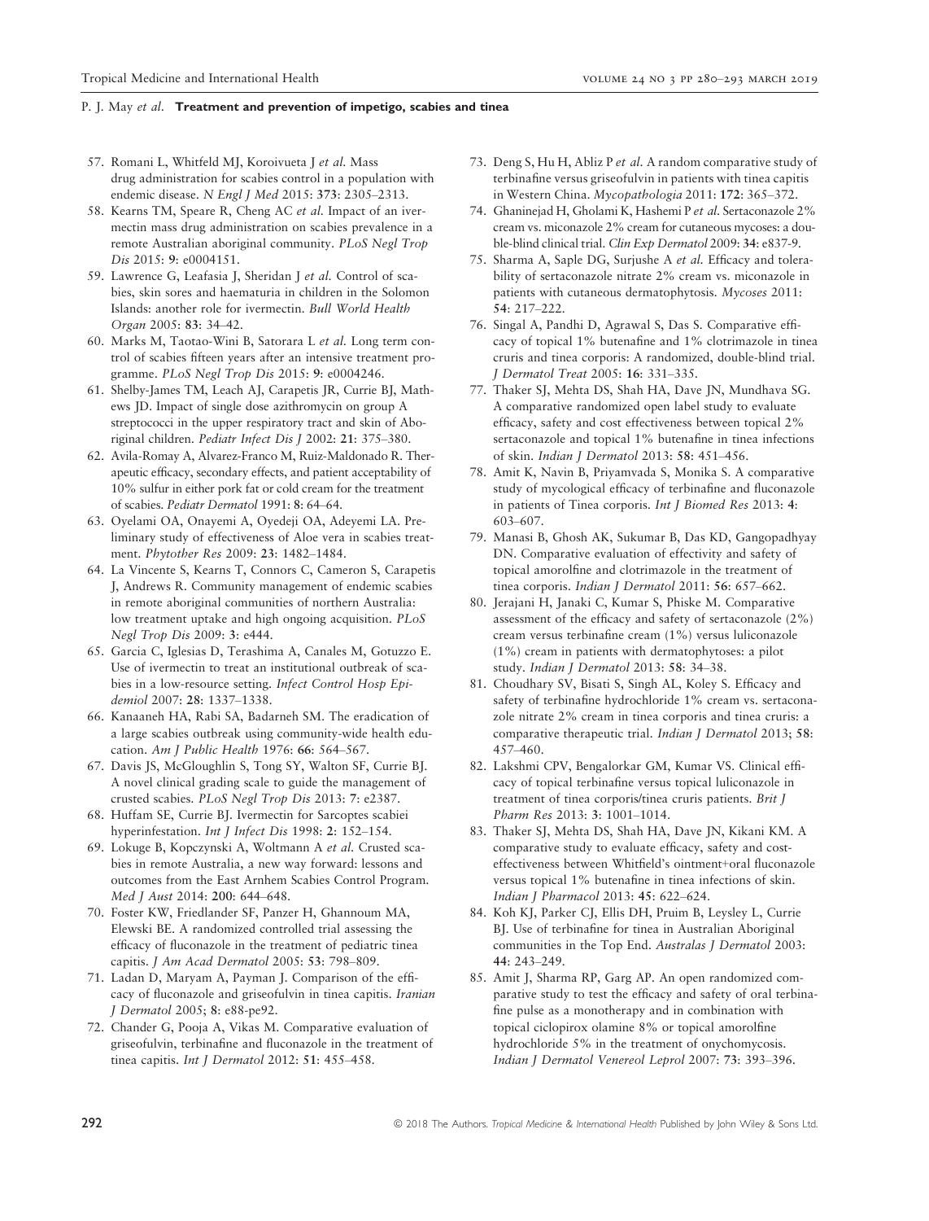57. Romani L, Whitfeld MJ, Koroivueta J *et al.* Mass drug administration for scabies control in a population with endemic disease. *N Engl J Med* 2015: **373**: 2305–2313.
58. Kearns TM, Speare R, Cheng AC *et al.* Impact of an ivermectin mass drug administration on scabies prevalence in a remote Australian aboriginal community. *PLoS Negl Trop Dis* 2015: **9**: e0004151.
59. Lawrence G, Leafasia J, Sheridan J *et al.* Control of scabies, skin sores and haematuria in children in the Solomon Islands: another role for ivermectin. *Bull World Health Organ* 2005: **83**: 34–42.
60. Marks M, Taotao-Wini B, Satorara L *et al.* Long term control of scabies fifteen years after an intensive treatment programme. *PLoS Negl Trop Dis* 2015: **9**: e0004246.
61. Shelby-James TM, Leach AJ, Carapetis JR, Currie BJ, Mathews JD. Impact of single dose azithromycin on group A streptococci in the upper respiratory tract and skin of Aboriginal children. *Pediatr Infect Dis J* 2002: **21**: 375–380.
62. Avila-Romay A, Alvarez-Franco M, Ruiz-Maldonado R. Therapeutic efficacy, secondary effects, and patient acceptability of 10% sulfur in either pork fat or cold cream for the treatment of scabies. *Pediatr Dermatol* 1991: **8**: 64–64.
63. Oyelami OA, Onayemi A, Oyedeji OA, Adeyemi LA. Preliminary study of effectiveness of Aloe vera in scabies treatment. *Phytother Res* 2009: **23**: 1482–1484.
64. La Vincente S, Kearns T, Connors C, Cameron S, Carapetis J, Andrews R. Community management of endemic scabies in remote aboriginal communities of northern Australia: low treatment uptake and high ongoing acquisition. *PLoS Negl Trop Dis* 2009: **3**: e444.
65. Garcia C, Iglesias D, Terashima A, Canales M, Gotuzzo E. Use of ivermectin to treat an institutional outbreak of scabies in a low-resource setting. *Infect Control Hosp Epidemiol* 2007: **28**: 1337–1338.
66. Kanaaneh HA, Rabi SA, Badarneh SM. The eradication of a large scabies outbreak using community-wide health education. *Am J Public Health* 1976: **66**: 564–567.
67. Davis JS, McGloughlin S, Tong SY, Walton SF, Currie BJ. A novel clinical grading scale to guide the management of crusted scabies. *PLoS Negl Trop Dis* 2013: **7**: e2387.
68. Huffam SE, Currie BJ. Ivermectin for Sarcoptes scabiei hyperinfestation. *Int J Infect Dis* 1998: **2**: 152–154.
69. Lokuge B, Kopczynski A, Woltmann A *et al.* Crusted scabies in remote Australia, a new way forward: lessons and outcomes from the East Arnhem Scabies Control Program. *Med J Aust* 2014: **200**: 644–648.
70. Foster KW, Friedlander SF, Panzer H, Ghannoum MA, Elewski BE. A randomized controlled trial assessing the efficacy of fluconazole in the treatment of pediatric tinea capitis. *J Am Acad Dermatol* 2005: **53**: 798–809.
71. Ladan D, Maryam A, Payman J. Comparison of the efficacy of fluconazole and griseofulvin in tinea capitis. *Iranian J Dermatol* 2005; **8**: e88-pe92.
72. Chander G, Pooja A, Vikas M. Comparative evaluation of griseofulvin, terbinafine and fluconazole in the treatment of tinea capitis. *Int J Dermatol* 2012: **51**: 455–458.
73. Deng S, Hu H, Abliz P *et al.* A random comparative study of terbinafine versus griseofulvin in patients with tinea capitis in Western China. *Mycopathologia* 2011: **172**: 365–372.
74. Ghaninejad H, Gholami K, Hashemi P *et al.* Sertaconazole 2% cream vs. miconazole 2% cream for cutaneous mycoses: a double-blind clinical trial. *Clin Exp Dermatol* 2009: **34**: e837-9.
75. Sharma A, Saple DG, Surjushe A *et al.* Efficacy and tolerability of sertaconazole nitrate 2% cream vs. miconazole in patients with cutaneous dermatophytosis. *Mycoses* 2011: **54**: 217–222.
76. Singal A, Pandhi D, Agrawal S, Das S. Comparative efficacy of topical 1% butenafine and 1% clotrimazole in tinea cruris and tinea corporis: A randomized, double-blind trial. *J Dermatol Treat* 2005: **16**: 331–335.
77. Thaker SJ, Mehta DS, Shah HA, Dave JN, Mundhava SG. A comparative randomized open label study to evaluate efficacy, safety and cost effectiveness between topical 2% sertaconazole and topical 1% butenafine in tinea infections of skin. *Indian J Dermatol* 2013: **58**: 451–456.
78. Amit K, Navin B, Priyamvada S, Monika S. A comparative study of mycological efficacy of terbinafine and fluconazole in patients of Tinea corporis. *Int J Biomed Res* 2013: **4**: 603–607.
79. Manasi B, Ghosh AK, Sukumar B, Das KD, Gangopadhyay DN. Comparative evaluation of effectivity and safety of topical amorolfine and clotrimazole in the treatment of tinea corporis. *Indian J Dermatol* 2011: **56**: 657–662.
80. Jerajani H, Janaki C, Kumar S, Phiske M. Comparative assessment of the efficacy and safety of sertaconazole (2%) cream versus terbinafine cream (1%) versus luliconazole (1%) cream in patients with dermatophytoses: a pilot study. *Indian J Dermatol* 2013: **58**: 34–38.
81. Choudhary SV, Bisati S, Singh AL, Koley S. Efficacy and safety of terbinafine hydrochloride 1% cream vs. sertaconazole nitrate 2% cream in tinea corporis and tinea cruris: a comparative therapeutic trial. *Indian J Dermatol* 2013; **58**: 457–460.
82. Lakshmi CPV, Bengalorkar GM, Kumar VS. Clinical efficacy of topical terbinafine versus topical luliconazole in treatment of tinea corporis/tinea cruris patients. *Brit J Pharm Res* 2013: **3**: 1001–1014.
83. Thaker SJ, Mehta DS, Shah HA, Dave JN, Kikani KM. A comparative study to evaluate efficacy, safety and cost-effectiveness between Whitfield's ointment+oral fluconazole versus topical 1% butenafine in tinea infections of skin. *Indian J Pharmacol* 2013: **45**: 622–624.
84. Koh KJ, Parker CJ, Ellis DH, Pruim B, Leysley L, Currie BJ. Use of terbinafine for tinea in Australian Aboriginal communities in the Top End. *Australas J Dermatol* 2003: **44**: 243–249.
85. Amit J, Sharma RP, Garg AP. An open randomized comparative study to test the efficacy and safety of oral terbinafine pulse as a monotherapy and in combination with topical ciclopirox olamine 8% or topical amorolfine hydrochloride 5% in the treatment of onychomycosis. *Indian J Dermatol Venereol Leprol* 2007: **73**: 393–396.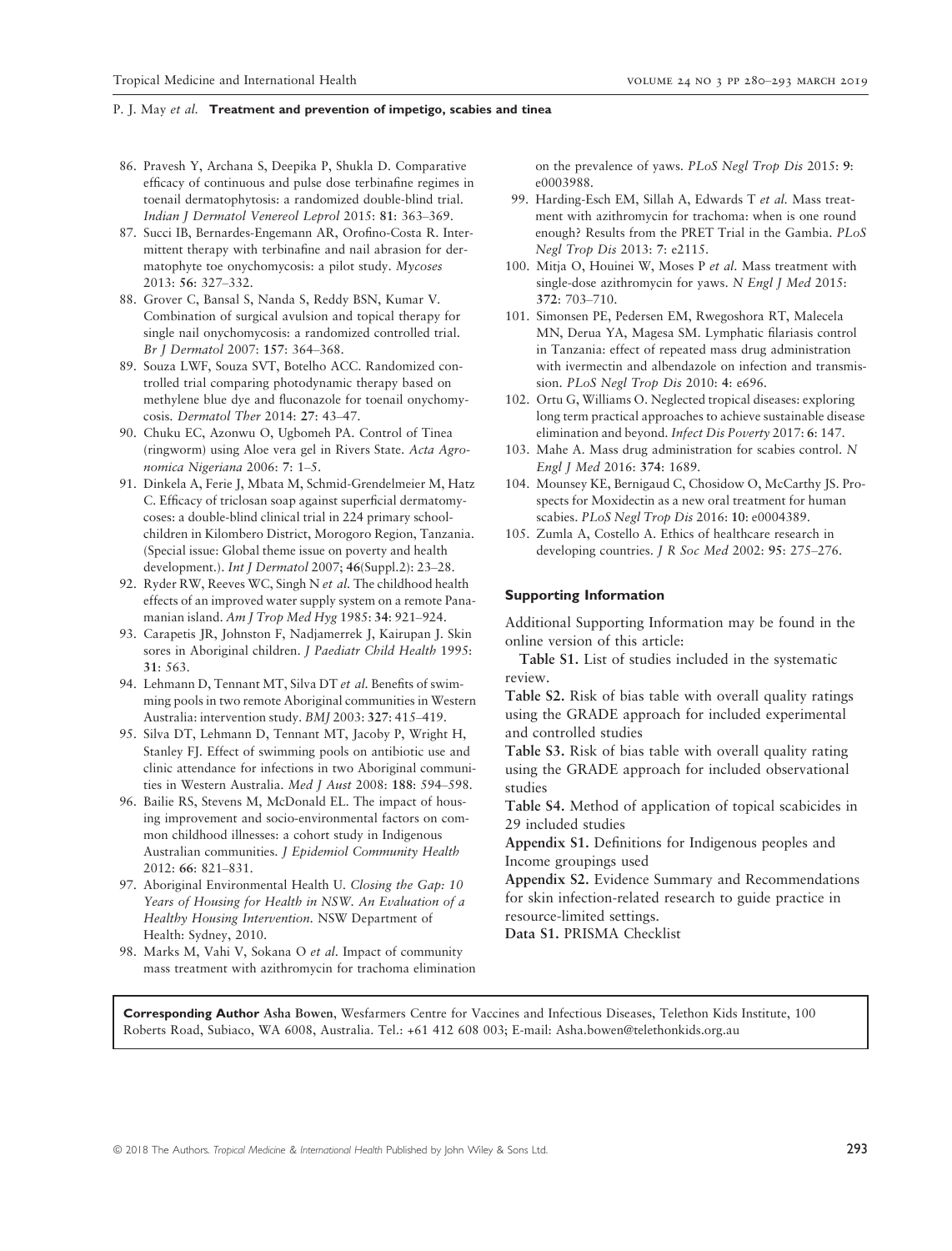86. Pravesh Y, Archana S, Deepika P, Shukla D. Comparative efficacy of continuous and pulse dose terbinafine regimes in toenail dermatophytosis: a randomized double-blind trial. *Indian J Dermatol Venereol Leprol* 2015: **81**: 363–369.
87. Succi IB, Bernardes-Engemann AR, Orofino-Costa R. Intermittent therapy with terbinafine and nail abrasion for dermatophyte toe onychomycosis: a pilot study. *Mycoses* 2013: **56**: 327–332.
88. Grover C, Bansal S, Nanda S, Reddy BSN, Kumar V. Combination of surgical avulsion and topical therapy for single nail onychomycosis: a randomized controlled trial. *Br J Dermatol* 2007: **157**: 364–368.
89. Souza LWF, Souza SVT, Botelho ACC. Randomized controlled trial comparing photodynamic therapy based on methylene blue dye and fluconazole for toenail onychomycosis. *Dermatol Ther* 2014: **27**: 43–47.
90. Chuku EC, Azonwu O, Ugbomeh PA. Control of Tinea (ringworm) using Aloe vera gel in Rivers State. *Acta Agronomica Nigeriana* 2006: **7**: 1–5.
91. Dinkela A, Ferie J, Mbata M, Schmid-Grendelmeier M, Hatz C. Efficacy of triclosan soap against superficial dermatomycoses: a double-blind clinical trial in 224 primary schoolchildren in Kilombero District, Morogoro Region, Tanzania. (Special issue: Global theme issue on poverty and health development.). *Int J Dermatol* 2007; **46**(Suppl.2): 23–28.
92. Ryder RW, Reeves WC, Singh N *et al*. The childhood health effects of an improved water supply system on a remote Panamanian island. *Am J Trop Med Hyg* 1985: **34**: 921–924.
93. Carapetis JR, Johnston F, Nadjamerrek J, Kairupan J. Skin sores in Aboriginal children. *J Paediatr Child Health* 1995: **31**: 563.
94. Lehmann D, Tennant MT, Silva DT *et al*. Benefits of swimming pools in two remote Aboriginal communities in Western Australia: intervention study. *BMJ* 2003: **327**: 415–419.
95. Silva DT, Lehmann D, Tennant MT, Jacoby P, Wright H, Stanley FJ. Effect of swimming pools on antibiotic use and clinic attendance for infections in two Aboriginal communities in Western Australia. *Med J Aust* 2008: **188**: 594–598.
96. Bailie RS, Stevens M, McDonald EL. The impact of housing improvement and socio-environmental factors on common childhood illnesses: a cohort study in Indigenous Australian communities. *J Epidemiol Community Health* 2012: **66**: 821–831.
97. Aboriginal Environmental Health U. *Closing the Gap: 10 Years of Housing for Health in NSW. An Evaluation of a Healthy Housing Intervention.* NSW Department of Health: Sydney, 2010.
98. Marks M, Vahi V, Sokana O *et al*. Impact of community mass treatment with azithromycin for trachoma elimination on the prevalence of yaws. *PLoS Negl Trop Dis* 2015: **9**: e0003988.
99. Harding-Esch EM, Sillah A, Edwards T *et al*. Mass treatment with azithromycin for trachoma: when is one round enough? Results from the PRET Trial in the Gambia. *PLoS Negl Trop Dis* 2013: **7**: e2115.
100. Mitja O, Houinei W, Moses P *et al*. Mass treatment with single-dose azithromycin for yaws. *N Engl J Med* 2015: **372**: 703–710.
101. Simonsen PE, Pedersen EM, Rwegoshora RT, Malecela MN, Derua YA, Magesa SM. Lymphatic filariasis control in Tanzania: effect of repeated mass drug administration with ivermectin and albendazole on infection and transmission. *PLoS Negl Trop Dis* 2010: **4**: e696.
102. Ortu G, Williams O. Neglected tropical diseases: exploring long term practical approaches to achieve sustainable disease elimination and beyond. *Infect Dis Poverty* 2017: **6**: 147.
103. Mahe A. Mass drug administration for scabies control. *N Engl J Med* 2016: **374**: 1689.
104. Mounsey KE, Bernigaud C, Chosidow O, McCarthy JS. Prospects for Moxidectin as a new oral treatment for human scabies. *PLoS Negl Trop Dis* 2016: **10**: e0004389.
105. Zumla A, Costello A. Ethics of healthcare research in developing countries. *J R Soc Med* 2002: **95**: 275–276.

### Supporting Information

Additional Supporting Information may be found in the online version of this article:

**Table S1.** List of studies included in the systematic review.

**Table S2.** Risk of bias table with overall quality ratings using the GRADE approach for included experimental and controlled studies

**Table S3.** Risk of bias table with overall quality rating using the GRADE approach for included observational studies

**Table S4.** Method of application of topical scabicides in 29 included studies

**Appendix S1.** Definitions for Indigenous peoples and Income groupings used

**Appendix S2.** Evidence Summary and Recommendations for skin infection-related research to guide practice in resource-limited settings.

**Data S1.** PRISMA Checklist

**Corresponding Author** Asha Bowen, Wesfarmers Centre for Vaccines and Infectious Diseases, Telethon Kids Institute, 100 Roberts Road, Subiaco, WA 6008, Australia. Tel.: +61 412 608 003; E-mail: Asha.bowen@telethonkids.org.au